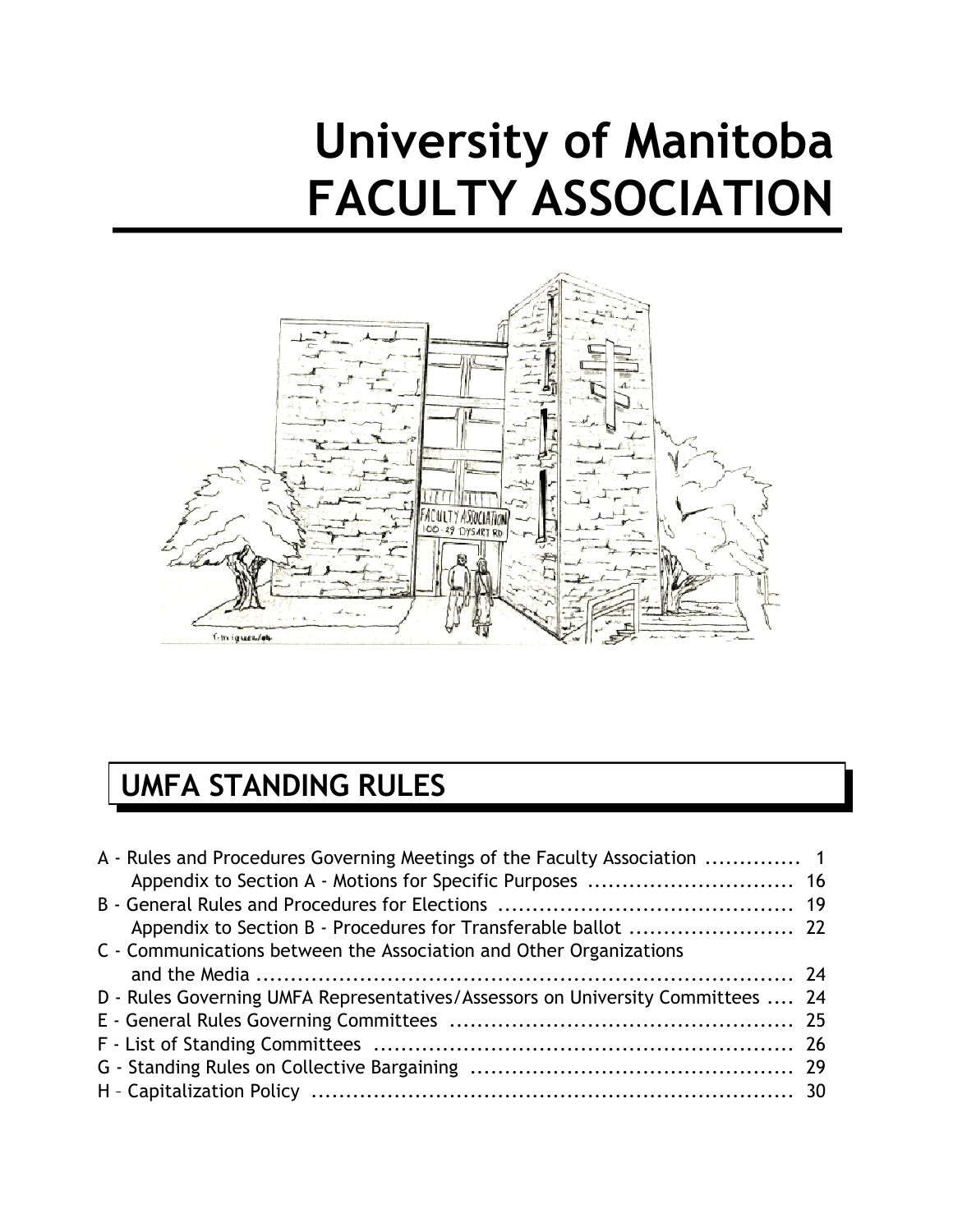# University of Manitoba FACULTY ASSOCIATION

## UMFA STANDING RULES

| | |
|---|---|
| A - Rules and Procedures Governing Meetings of the Faculty Association | 1 |
| Appendix to Section A - Motions for Specific Purposes | 16 |
| B - General Rules and Procedures for Elections | 19 |
| Appendix to Section B - Procedures for Transferable ballot | 22 |
| C - Communications between the Association and Other Organizations and the Media | 24 |
| D - Rules Governing UMFA Representatives/Assessors on University Committees | 24 |
| E - General Rules Governing Committees | 25 |
| F - List of Standing Committees | 26 |
| G - Standing Rules on Collective Bargaining | 29 |
| H – Capitalization Policy | 30 |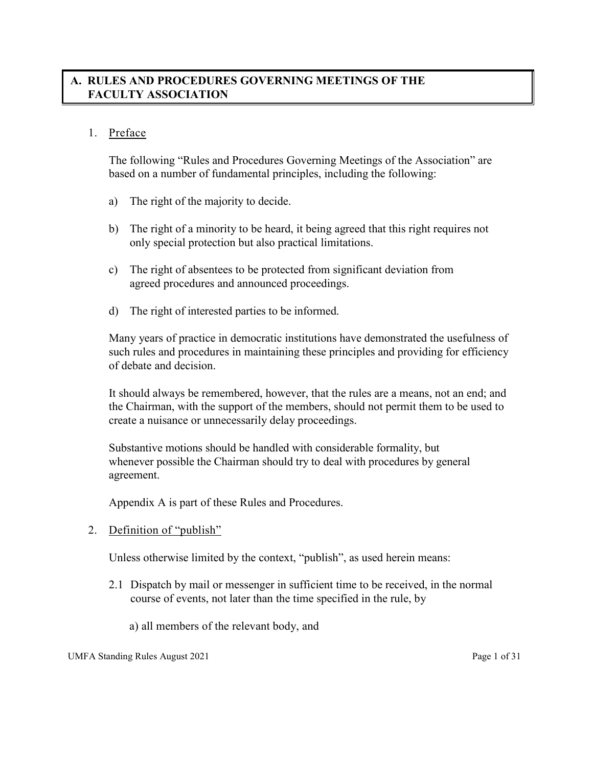## A. RULES AND PROCEDURES GOVERNING MEETINGS OF THE FACULTY ASSOCIATION

1. Preface

   The following "Rules and Procedures Governing Meetings of the Association" are based on a number of fundamental principles, including the following:

   a) The right of the majority to decide.

   b) The right of a minority to be heard, it being agreed that this right requires not only special protection but also practical limitations.

   c) The right of absentees to be protected from significant deviation from agreed procedures and announced proceedings.

   d) The right of interested parties to be informed.

   Many years of practice in democratic institutions have demonstrated the usefulness of such rules and procedures in maintaining these principles and providing for efficiency of debate and decision.

   It should always be remembered, however, that the rules are a means, not an end; and the Chairman, with the support of the members, should not permit them to be used to create a nuisance or unnecessarily delay proceedings.

   Substantive motions should be handled with considerable formality, but whenever possible the Chairman should try to deal with procedures by general agreement.

   Appendix A is part of these Rules and Procedures.

2. Definition of "publish"

   Unless otherwise limited by the context, "publish", as used herein means:

   2.1 Dispatch by mail or messenger in sufficient time to be received, in the normal course of events, not later than the time specified in the rule, by

      a) all members of the relevant body, and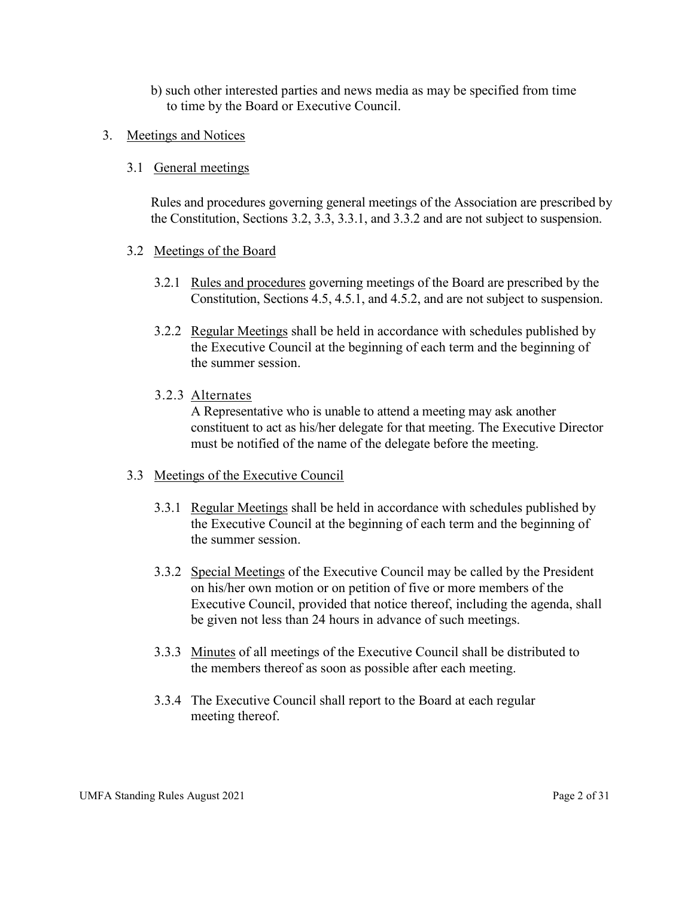b) such other interested parties and news media as may be specified from time to time by the Board or Executive Council.

3. Meetings and Notices

3.1 General meetings

Rules and procedures governing general meetings of the Association are prescribed by the Constitution, Sections 3.2, 3.3, 3.3.1, and 3.3.2 and are not subject to suspension.

3.2 Meetings of the Board

3.2.1 Rules and procedures governing meetings of the Board are prescribed by the Constitution, Sections 4.5, 4.5.1, and 4.5.2, and are not subject to suspension.

3.2.2 Regular Meetings shall be held in accordance with schedules published by the Executive Council at the beginning of each term and the beginning of the summer session.

3.2.3 Alternates

A Representative who is unable to attend a meeting may ask another constituent to act as his/her delegate for that meeting. The Executive Director must be notified of the name of the delegate before the meeting.

3.3 Meetings of the Executive Council

3.3.1 Regular Meetings shall be held in accordance with schedules published by the Executive Council at the beginning of each term and the beginning of the summer session.

3.3.2 Special Meetings of the Executive Council may be called by the President on his/her own motion or on petition of five or more members of the Executive Council, provided that notice thereof, including the agenda, shall be given not less than 24 hours in advance of such meetings.

3.3.3 Minutes of all meetings of the Executive Council shall be distributed to the members thereof as soon as possible after each meeting.

3.3.4 The Executive Council shall report to the Board at each regular meeting thereof.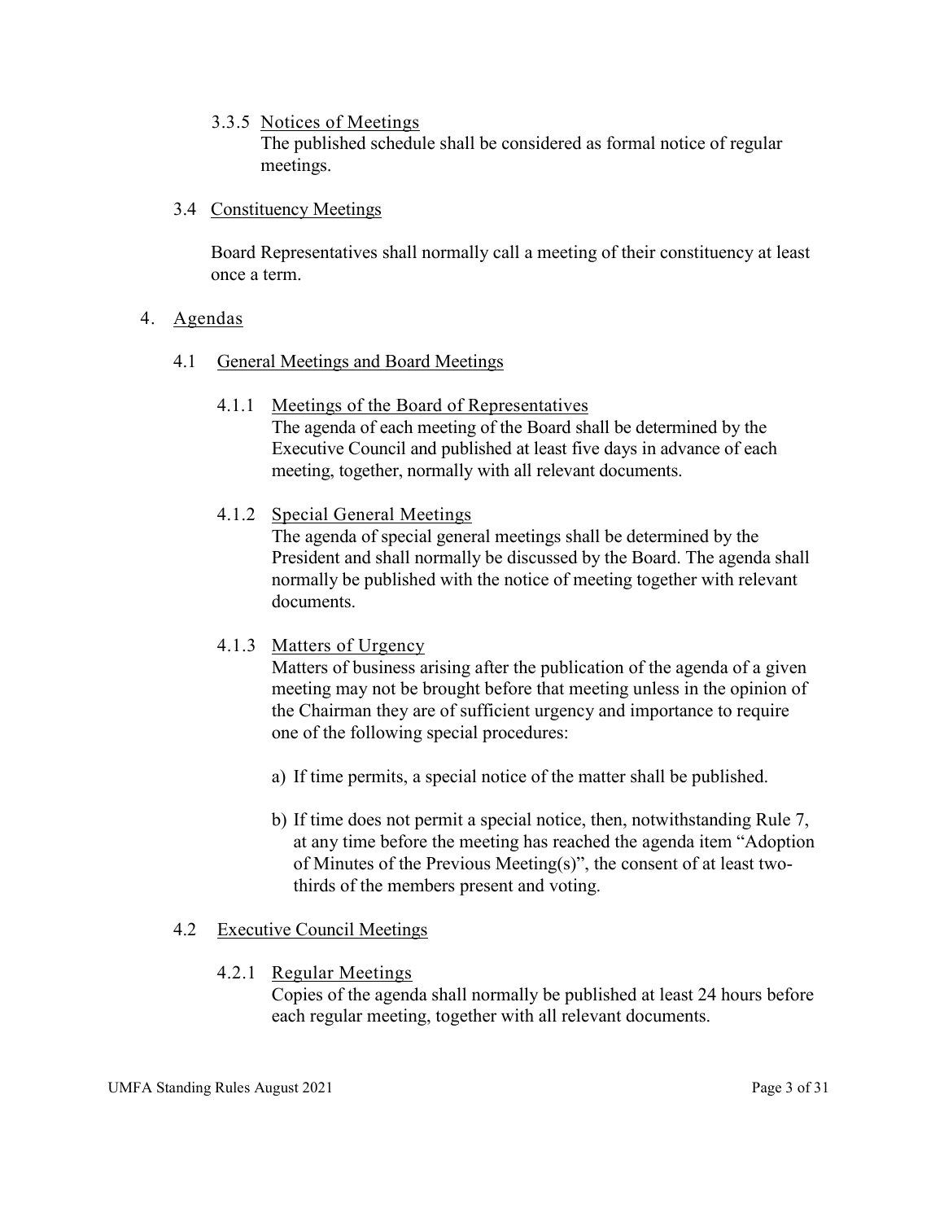#### 3.3.5 Notices of Meetings

The published schedule shall be considered as formal notice of regular meetings.

### 3.4 Constituency Meetings

Board Representatives shall normally call a meeting of their constituency at least once a term.

## 4. Agendas

### 4.1 General Meetings and Board Meetings

#### 4.1.1 Meetings of the Board of Representatives

The agenda of each meeting of the Board shall be determined by the Executive Council and published at least five days in advance of each meeting, together, normally with all relevant documents.

#### 4.1.2 Special General Meetings

The agenda of special general meetings shall be determined by the President and shall normally be discussed by the Board. The agenda shall normally be published with the notice of meeting together with relevant documents.

#### 4.1.3 Matters of Urgency

Matters of business arising after the publication of the agenda of a given meeting may not be brought before that meeting unless in the opinion of the Chairman they are of sufficient urgency and importance to require one of the following special procedures:

a) If time permits, a special notice of the matter shall be published.

b) If time does not permit a special notice, then, notwithstanding Rule 7, at any time before the meeting has reached the agenda item "Adoption of Minutes of the Previous Meeting(s)", the consent of at least two-thirds of the members present and voting.

### 4.2 Executive Council Meetings

#### 4.2.1 Regular Meetings

Copies of the agenda shall normally be published at least 24 hours before each regular meeting, together with all relevant documents.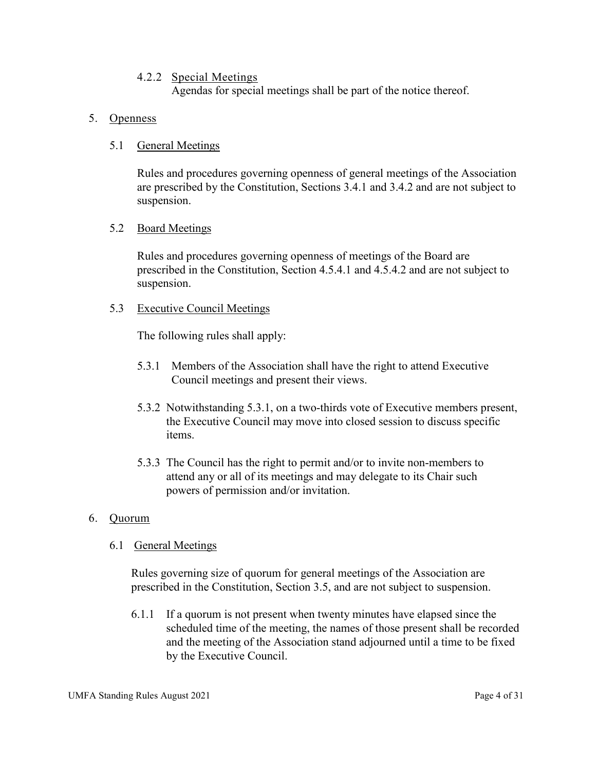#### 4.2.2 Special Meetings

Agendas for special meetings shall be part of the notice thereof.

## 5. Openness

### 5.1 General Meetings

Rules and procedures governing openness of general meetings of the Association are prescribed by the Constitution, Sections 3.4.1 and 3.4.2 and are not subject to suspension.

### 5.2 Board Meetings

Rules and procedures governing openness of meetings of the Board are prescribed in the Constitution, Section 4.5.4.1 and 4.5.4.2 and are not subject to suspension.

### 5.3 Executive Council Meetings

The following rules shall apply:

5.3.1 Members of the Association shall have the right to attend Executive Council meetings and present their views.

5.3.2 Notwithstanding 5.3.1, on a two-thirds vote of Executive members present, the Executive Council may move into closed session to discuss specific items.

5.3.3 The Council has the right to permit and/or to invite non-members to attend any or all of its meetings and may delegate to its Chair such powers of permission and/or invitation.

## 6. Quorum

### 6.1 General Meetings

Rules governing size of quorum for general meetings of the Association are prescribed in the Constitution, Section 3.5, and are not subject to suspension.

6.1.1 If a quorum is not present when twenty minutes have elapsed since the scheduled time of the meeting, the names of those present shall be recorded and the meeting of the Association stand adjourned until a time to be fixed by the Executive Council.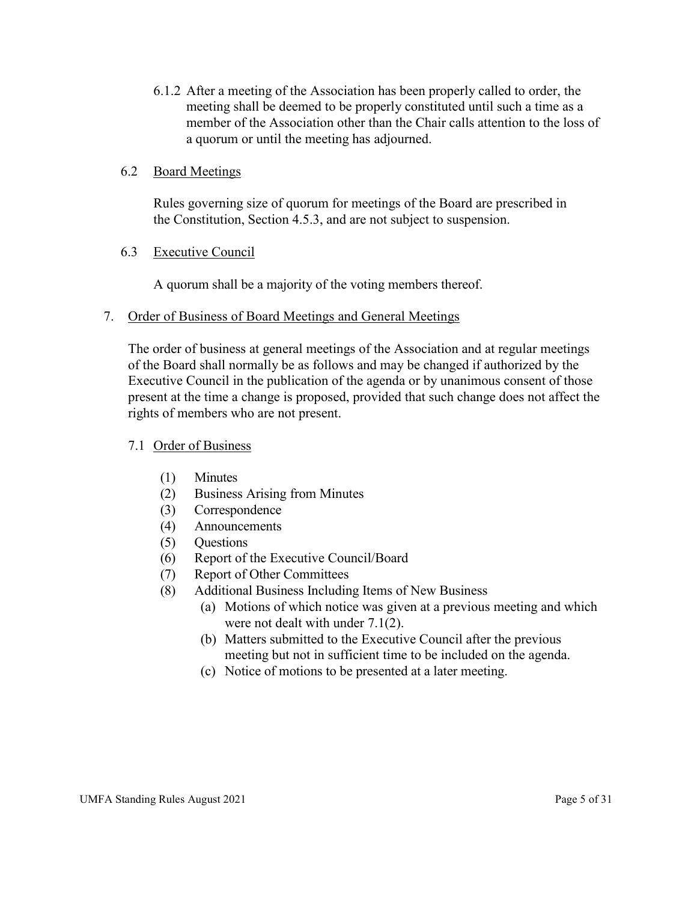6.1.2 After a meeting of the Association has been properly called to order, the meeting shall be deemed to be properly constituted until such a time as a member of the Association other than the Chair calls attention to the loss of a quorum or until the meeting has adjourned.

### 6.2 Board Meetings

Rules governing size of quorum for meetings of the Board are prescribed in the Constitution, Section 4.5.3, and are not subject to suspension.

### 6.3 Executive Council

A quorum shall be a majority of the voting members thereof.

## 7. Order of Business of Board Meetings and General Meetings

The order of business at general meetings of the Association and at regular meetings of the Board shall normally be as follows and may be changed if authorized by the Executive Council in the publication of the agenda or by unanimous consent of those present at the time a change is proposed, provided that such change does not affect the rights of members who are not present.

### 7.1 Order of Business

(1) Minutes
(2) Business Arising from Minutes
(3) Correspondence
(4) Announcements
(5) Questions
(6) Report of the Executive Council/Board
(7) Report of Other Committees
(8) Additional Business Including Items of New Business
  (a) Motions of which notice was given at a previous meeting and which were not dealt with under 7.1(2).
  (b) Matters submitted to the Executive Council after the previous meeting but not in sufficient time to be included on the agenda.
  (c) Notice of motions to be presented at a later meeting.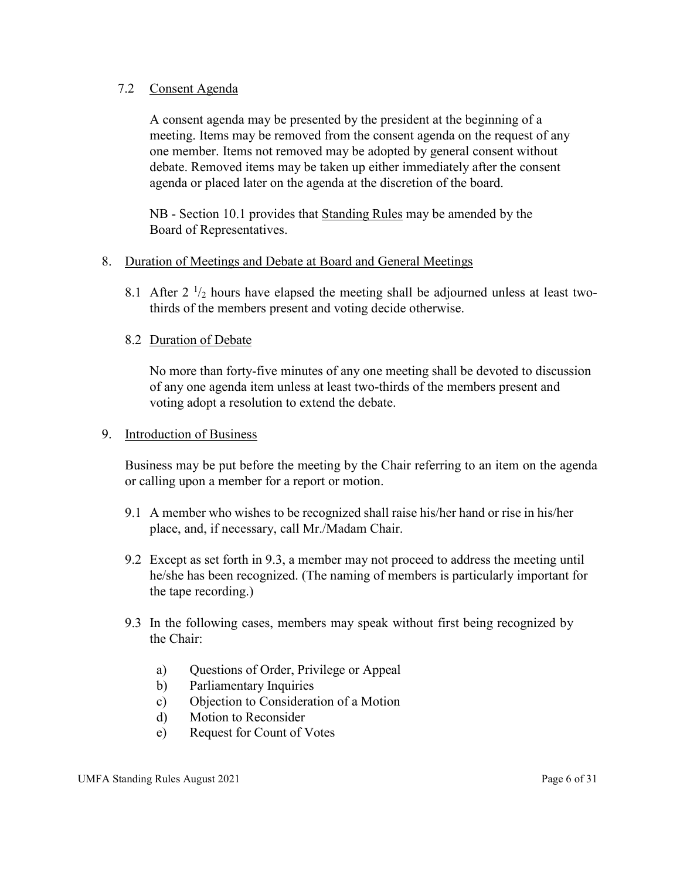### 7.2 Consent Agenda

A consent agenda may be presented by the president at the beginning of a meeting. Items may be removed from the consent agenda on the request of any one member. Items not removed may be adopted by general consent without debate. Removed items may be taken up either immediately after the consent agenda or placed later on the agenda at the discretion of the board.

NB - Section 10.1 provides that Standing Rules may be amended by the Board of Representatives.

## 8. Duration of Meetings and Debate at Board and General Meetings

8.1 After 2 $^{1}/_{2}$ hours have elapsed the meeting shall be adjourned unless at least two-thirds of the members present and voting decide otherwise.

### 8.2 Duration of Debate

No more than forty-five minutes of any one meeting shall be devoted to discussion of any one agenda item unless at least two-thirds of the members present and voting adopt a resolution to extend the debate.

## 9. Introduction of Business

Business may be put before the meeting by the Chair referring to an item on the agenda or calling upon a member for a report or motion.

9.1 A member who wishes to be recognized shall raise his/her hand or rise in his/her place, and, if necessary, call Mr./Madam Chair.

9.2 Except as set forth in 9.3, a member may not proceed to address the meeting until he/she has been recognized. (The naming of members is particularly important for the tape recording.)

9.3 In the following cases, members may speak without first being recognized by the Chair:

a) Questions of Order, Privilege or Appeal
b) Parliamentary Inquiries
c) Objection to Consideration of a Motion
d) Motion to Reconsider
e) Request for Count of Votes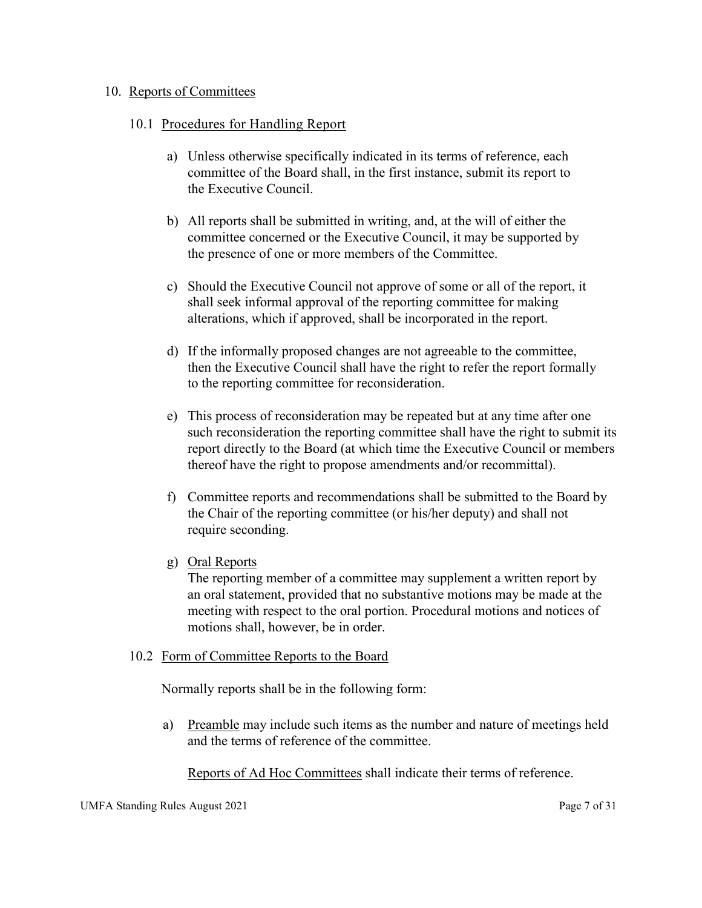## 10. Reports of Committees

### 10.1 Procedures for Handling Report

a) Unless otherwise specifically indicated in its terms of reference, each committee of the Board shall, in the first instance, submit its report to the Executive Council.

b) All reports shall be submitted in writing, and, at the will of either the committee concerned or the Executive Council, it may be supported by the presence of one or more members of the Committee.

c) Should the Executive Council not approve of some or all of the report, it shall seek informal approval of the reporting committee for making alterations, which if approved, shall be incorporated in the report.

d) If the informally proposed changes are not agreeable to the committee, then the Executive Council shall have the right to refer the report formally to the reporting committee for reconsideration.

e) This process of reconsideration may be repeated but at any time after one such reconsideration the reporting committee shall have the right to submit its report directly to the Board (at which time the Executive Council or members thereof have the right to propose amendments and/or recommittal).

f) Committee reports and recommendations shall be submitted to the Board by the Chair of the reporting committee (or his/her deputy) and shall not require seconding.

g) Oral Reports
The reporting member of a committee may supplement a written report by an oral statement, provided that no substantive motions may be made at the meeting with respect to the oral portion. Procedural motions and notices of motions shall, however, be in order.

### 10.2 Form of Committee Reports to the Board

Normally reports shall be in the following form:

a) Preamble may include such items as the number and nature of meetings held and the terms of reference of the committee.

Reports of Ad Hoc Committees shall indicate their terms of reference.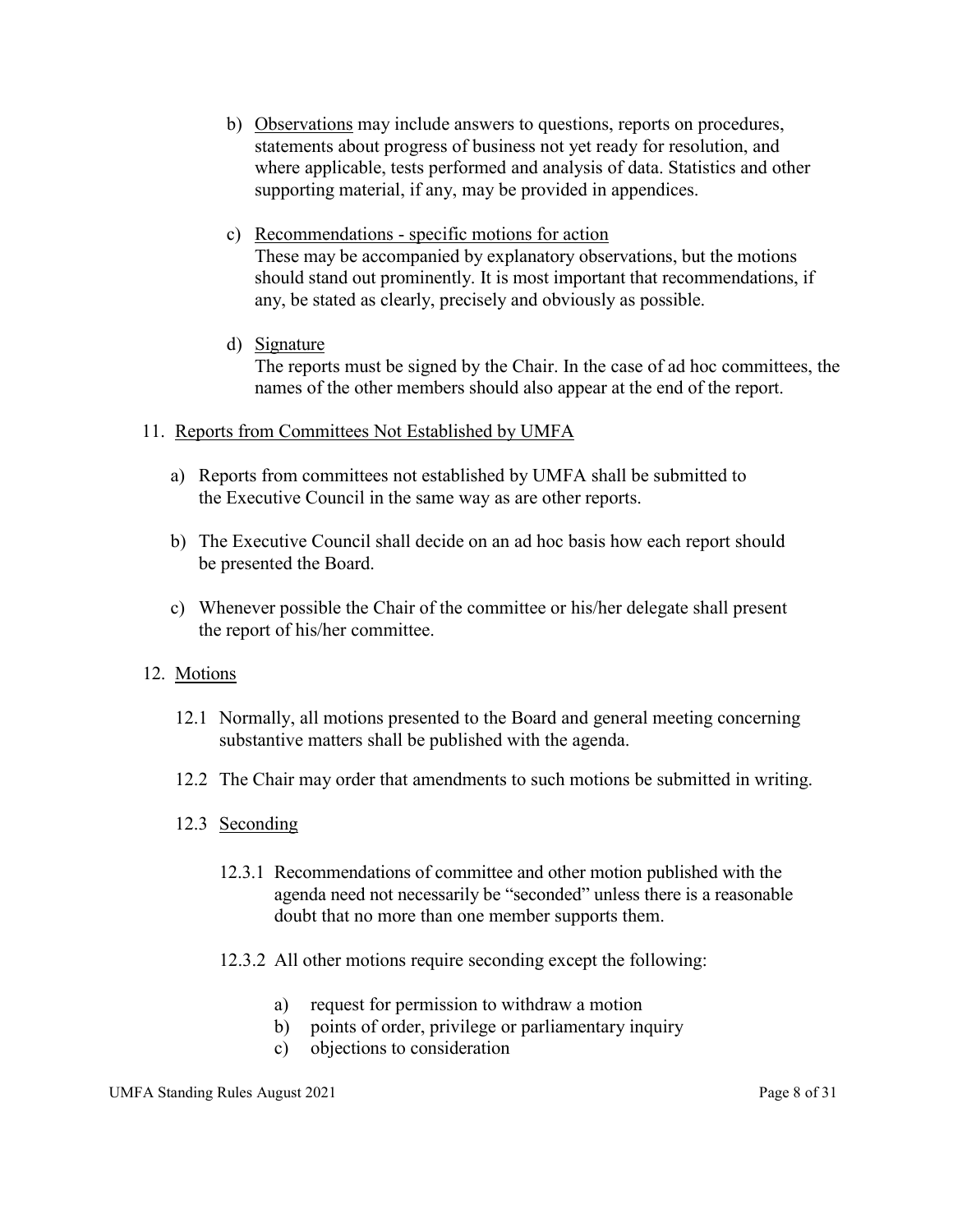b) Observations may include answers to questions, reports on procedures, statements about progress of business not yet ready for resolution, and where applicable, tests performed and analysis of data. Statistics and other supporting material, if any, may be provided in appendices.

c) Recommendations - specific motions for action
These may be accompanied by explanatory observations, but the motions should stand out prominently. It is most important that recommendations, if any, be stated as clearly, precisely and obviously as possible.

d) Signature
The reports must be signed by the Chair. In the case of ad hoc committees, the names of the other members should also appear at the end of the report.

11. Reports from Committees Not Established by UMFA

a) Reports from committees not established by UMFA shall be submitted to the Executive Council in the same way as are other reports.

b) The Executive Council shall decide on an ad hoc basis how each report should be presented the Board.

c) Whenever possible the Chair of the committee or his/her delegate shall present the report of his/her committee.

12. Motions

12.1 Normally, all motions presented to the Board and general meeting concerning substantive matters shall be published with the agenda.

12.2 The Chair may order that amendments to such motions be submitted in writing.

12.3 Seconding

12.3.1 Recommendations of committee and other motion published with the agenda need not necessarily be "seconded" unless there is a reasonable doubt that no more than one member supports them.

12.3.2 All other motions require seconding except the following:

a) request for permission to withdraw a motion
b) points of order, privilege or parliamentary inquiry
c) objections to consideration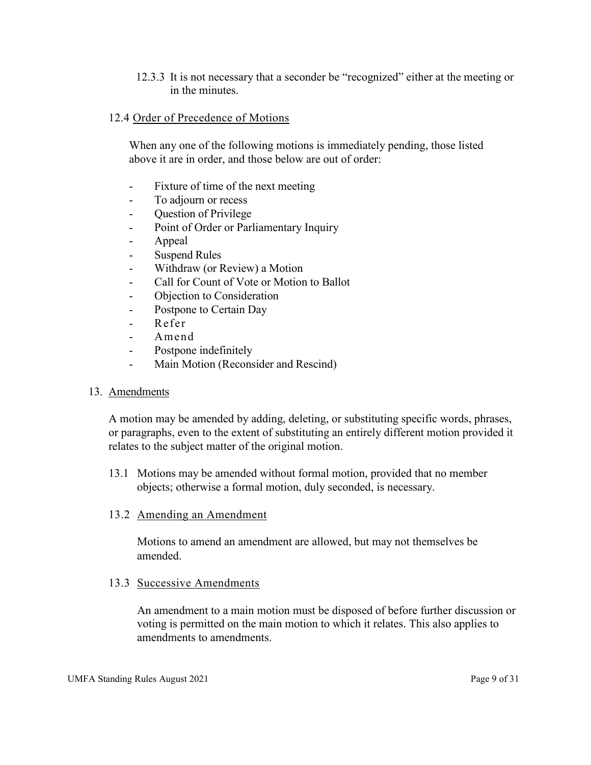12.3.3 It is not necessary that a seconder be "recognized" either at the meeting or in the minutes.

### 12.4 Order of Precedence of Motions

When any one of the following motions is immediately pending, those listed above it are in order, and those below are out of order:

- Fixture of time of the next meeting
- To adjourn or recess
- Question of Privilege
- Point of Order or Parliamentary Inquiry
- Appeal
- Suspend Rules
- Withdraw (or Review) a Motion
- Call for Count of Vote or Motion to Ballot
- Objection to Consideration
- Postpone to Certain Day
- Refer
- Amend
- Postpone indefinitely
- Main Motion (Reconsider and Rescind)

## 13. Amendments

A motion may be amended by adding, deleting, or substituting specific words, phrases, or paragraphs, even to the extent of substituting an entirely different motion provided it relates to the subject matter of the original motion.

13.1 Motions may be amended without formal motion, provided that no member objects; otherwise a formal motion, duly seconded, is necessary.

### 13.2 Amending an Amendment

Motions to amend an amendment are allowed, but may not themselves be amended.

### 13.3 Successive Amendments

An amendment to a main motion must be disposed of before further discussion or voting is permitted on the main motion to which it relates. This also applies to amendments to amendments.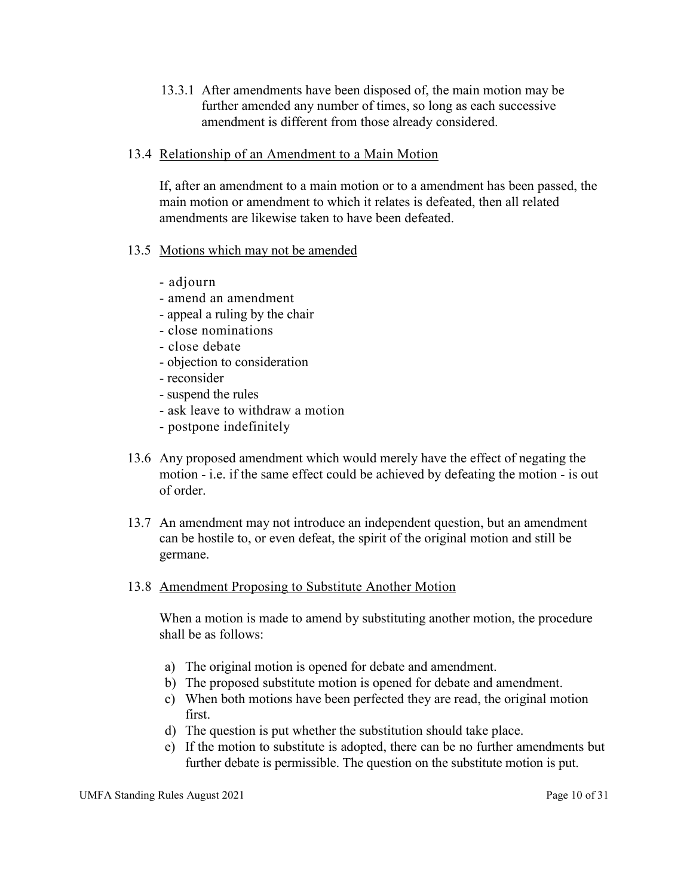13.3.1 After amendments have been disposed of, the main motion may be further amended any number of times, so long as each successive amendment is different from those already considered.

13.4 Relationship of an Amendment to a Main Motion

If, after an amendment to a main motion or to a amendment has been passed, the main motion or amendment to which it relates is defeated, then all related amendments are likewise taken to have been defeated.

13.5 Motions which may not be amended

- adjourn
- amend an amendment
- appeal a ruling by the chair
- close nominations
- close debate
- objection to consideration
- reconsider
- suspend the rules
- ask leave to withdraw a motion
- postpone indefinitely

13.6 Any proposed amendment which would merely have the effect of negating the motion - i.e. if the same effect could be achieved by defeating the motion - is out of order.

13.7 An amendment may not introduce an independent question, but an amendment can be hostile to, or even defeat, the spirit of the original motion and still be germane.

13.8 Amendment Proposing to Substitute Another Motion

When a motion is made to amend by substituting another motion, the procedure shall be as follows:

a) The original motion is opened for debate and amendment.
b) The proposed substitute motion is opened for debate and amendment.
c) When both motions have been perfected they are read, the original motion first.
d) The question is put whether the substitution should take place.
e) If the motion to substitute is adopted, there can be no further amendments but further debate is permissible. The question on the substitute motion is put.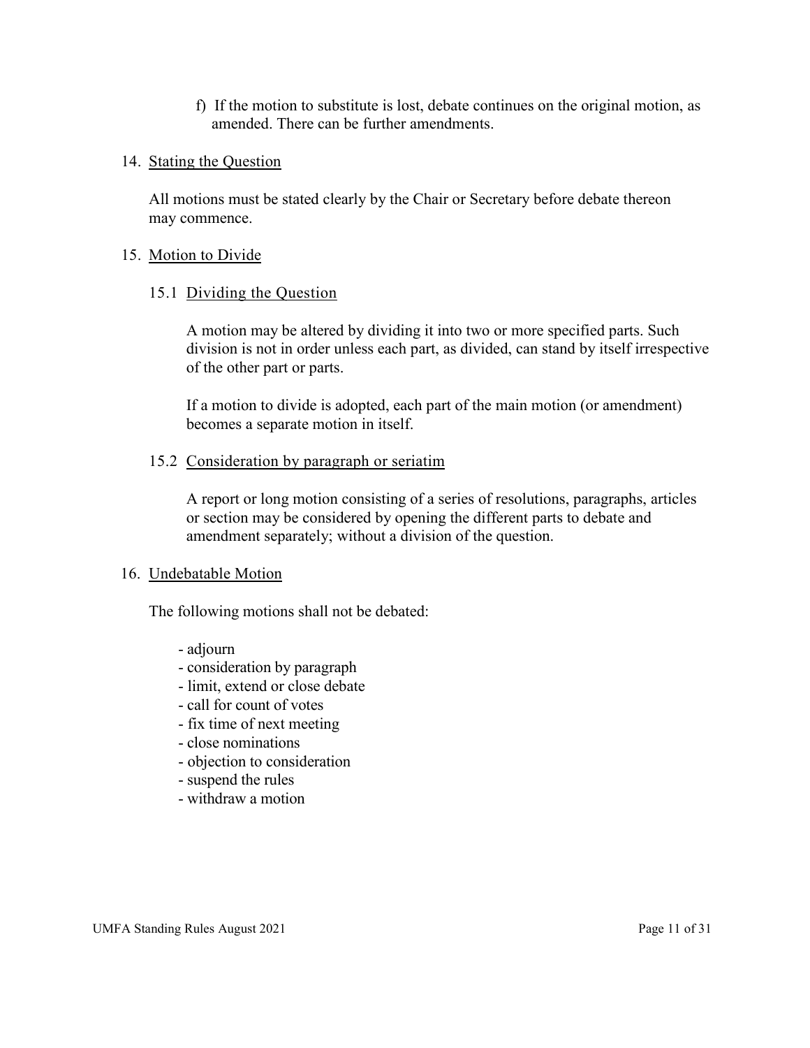f) If the motion to substitute is lost, debate continues on the original motion, as amended. There can be further amendments.

14. Stating the Question

All motions must be stated clearly by the Chair or Secretary before debate thereon may commence.

15. Motion to Divide

15.1 Dividing the Question

A motion may be altered by dividing it into two or more specified parts. Such division is not in order unless each part, as divided, can stand by itself irrespective of the other part or parts.

If a motion to divide is adopted, each part of the main motion (or amendment) becomes a separate motion in itself.

15.2 Consideration by paragraph or seriatim

A report or long motion consisting of a series of resolutions, paragraphs, articles or section may be considered by opening the different parts to debate and amendment separately; without a division of the question.

16. Undebatable Motion

The following motions shall not be debated:

- adjourn
- consideration by paragraph
- limit, extend or close debate
- call for count of votes
- fix time of next meeting
- close nominations
- objection to consideration
- suspend the rules
- withdraw a motion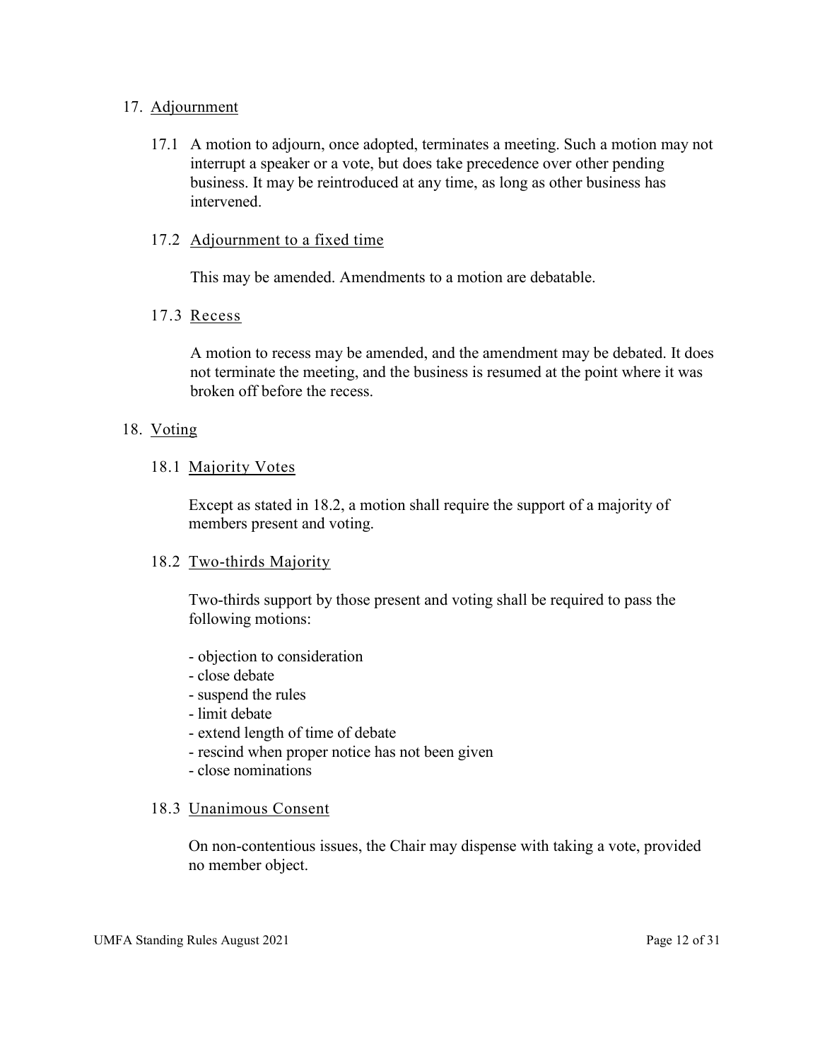## 17. Adjournment

17.1 A motion to adjourn, once adopted, terminates a meeting. Such a motion may not interrupt a speaker or a vote, but does take precedence over other pending business. It may be reintroduced at any time, as long as other business has intervened.

### 17.2 Adjournment to a fixed time

This may be amended. Amendments to a motion are debatable.

### 17.3 Recess

A motion to recess may be amended, and the amendment may be debated. It does not terminate the meeting, and the business is resumed at the point where it was broken off before the recess.

## 18. Voting

### 18.1 Majority Votes

Except as stated in 18.2, a motion shall require the support of a majority of members present and voting.

### 18.2 Two-thirds Majority

Two-thirds support by those present and voting shall be required to pass the following motions:

- objection to consideration
- close debate
- suspend the rules
- limit debate
- extend length of time of debate
- rescind when proper notice has not been given
- close nominations

### 18.3 Unanimous Consent

On non-contentious issues, the Chair may dispense with taking a vote, provided no member object.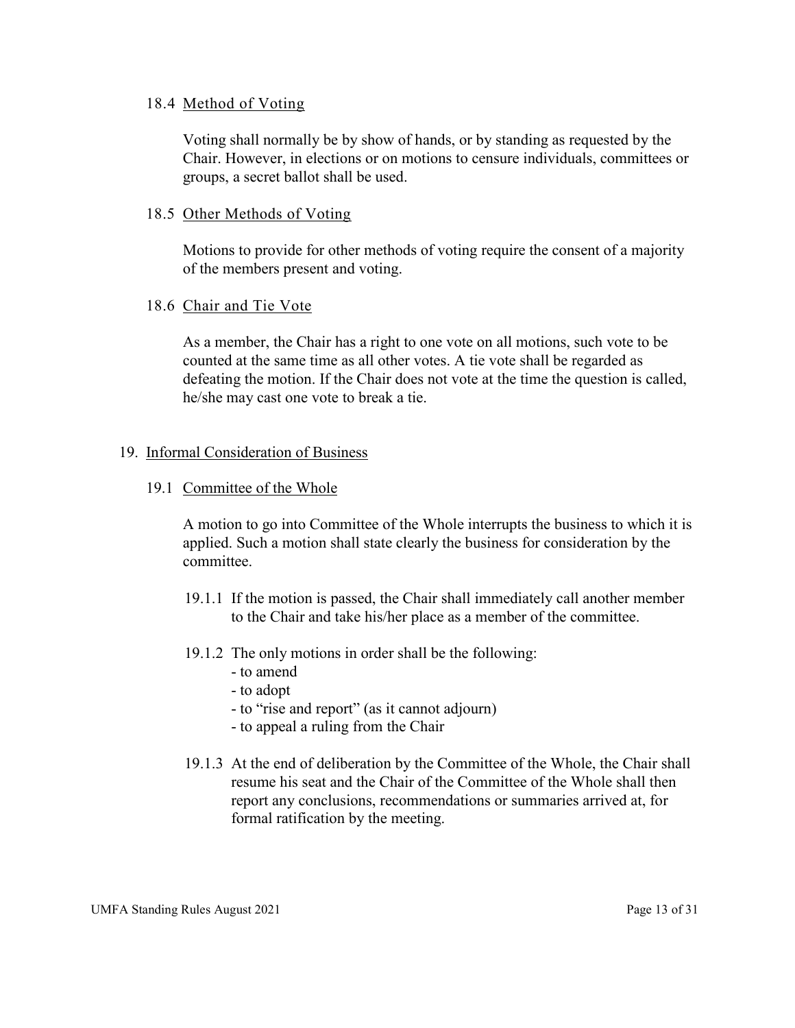### 18.4 Method of Voting

Voting shall normally be by show of hands, or by standing as requested by the Chair. However, in elections or on motions to censure individuals, committees or groups, a secret ballot shall be used.

### 18.5 Other Methods of Voting

Motions to provide for other methods of voting require the consent of a majority of the members present and voting.

### 18.6 Chair and Tie Vote

As a member, the Chair has a right to one vote on all motions, such vote to be counted at the same time as all other votes. A tie vote shall be regarded as defeating the motion. If the Chair does not vote at the time the question is called, he/she may cast one vote to break a tie.

## 19. Informal Consideration of Business

### 19.1 Committee of the Whole

A motion to go into Committee of the Whole interrupts the business to which it is applied. Such a motion shall state clearly the business for consideration by the committee.

19.1.1 If the motion is passed, the Chair shall immediately call another member to the Chair and take his/her place as a member of the committee.

19.1.2 The only motions in order shall be the following:
- to amend
- to adopt
- to “rise and report” (as it cannot adjourn)
- to appeal a ruling from the Chair

19.1.3 At the end of deliberation by the Committee of the Whole, the Chair shall resume his seat and the Chair of the Committee of the Whole shall then report any conclusions, recommendations or summaries arrived at, for formal ratification by the meeting.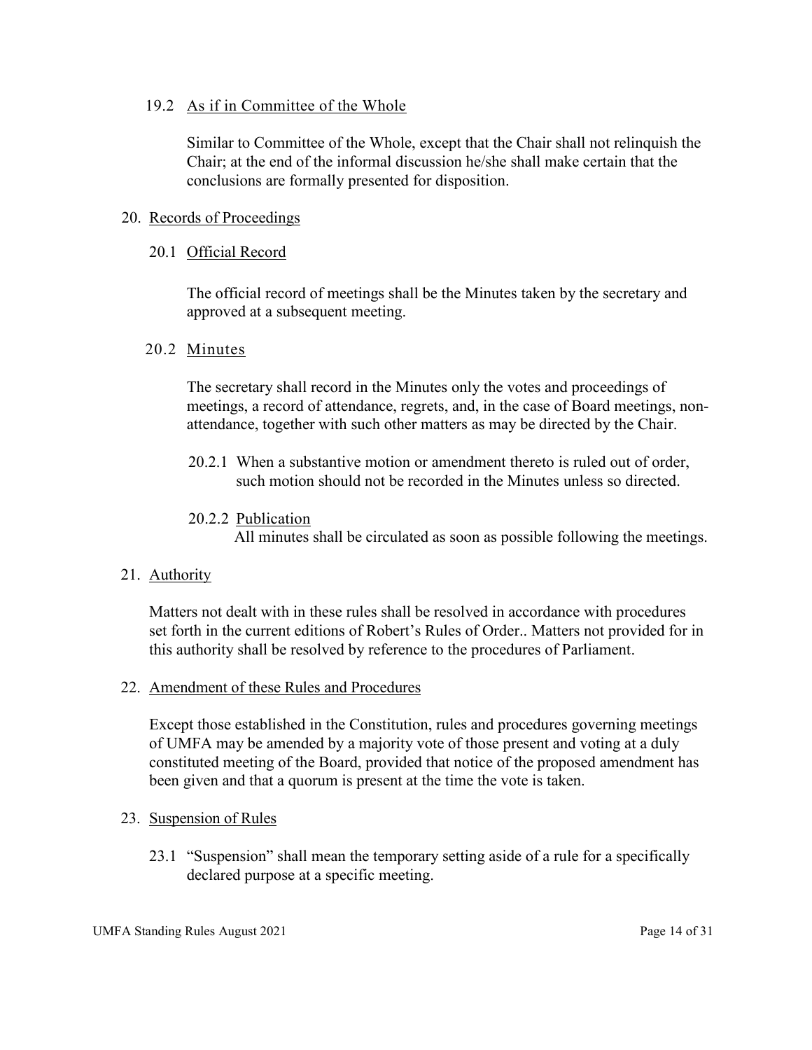19.2 As if in Committee of the Whole

Similar to Committee of the Whole, except that the Chair shall not relinquish the Chair; at the end of the informal discussion he/she shall make certain that the conclusions are formally presented for disposition.

20. Records of Proceedings

20.1 Official Record

The official record of meetings shall be the Minutes taken by the secretary and approved at a subsequent meeting.

20.2 Minutes

The secretary shall record in the Minutes only the votes and proceedings of meetings, a record of attendance, regrets, and, in the case of Board meetings, non-attendance, together with such other matters as may be directed by the Chair.

20.2.1 When a substantive motion or amendment thereto is ruled out of order, such motion should not be recorded in the Minutes unless so directed.

20.2.2 Publication
All minutes shall be circulated as soon as possible following the meetings.

21. Authority

Matters not dealt with in these rules shall be resolved in accordance with procedures set forth in the current editions of Robert's Rules of Order.. Matters not provided for in this authority shall be resolved by reference to the procedures of Parliament.

22. Amendment of these Rules and Procedures

Except those established in the Constitution, rules and procedures governing meetings of UMFA may be amended by a majority vote of those present and voting at a duly constituted meeting of the Board, provided that notice of the proposed amendment has been given and that a quorum is present at the time the vote is taken.

23. Suspension of Rules

23.1 "Suspension" shall mean the temporary setting aside of a rule for a specifically declared purpose at a specific meeting.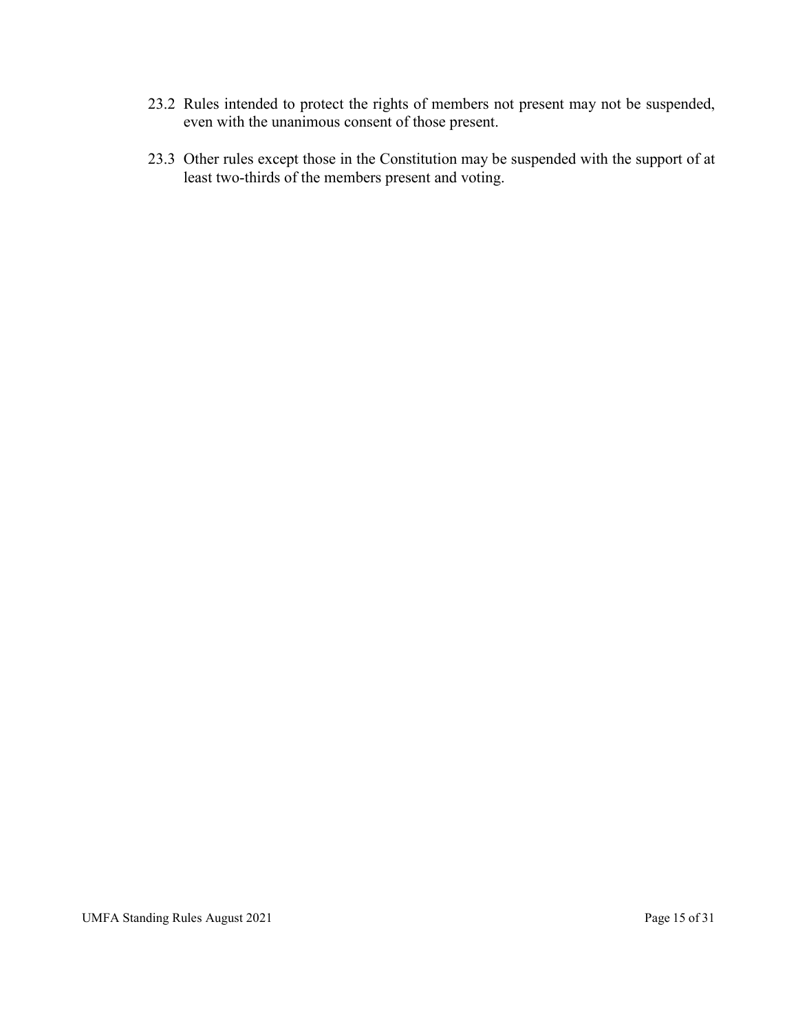23.2 Rules intended to protect the rights of members not present may not be suspended, even with the unanimous consent of those present.

23.3 Other rules except those in the Constitution may be suspended with the support of at least two-thirds of the members present and voting.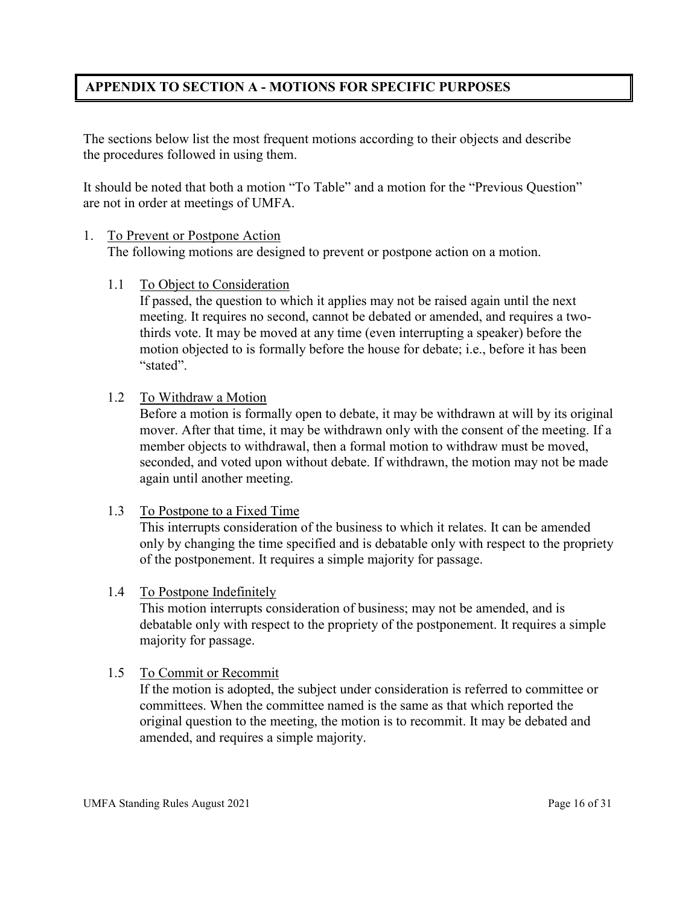## APPENDIX TO SECTION A - MOTIONS FOR SPECIFIC PURPOSES

The sections below list the most frequent motions according to their objects and describe the procedures followed in using them.

It should be noted that both a motion "To Table" and a motion for the "Previous Question" are not in order at meetings of UMFA.

1. To Prevent or Postpone Action

   The following motions are designed to prevent or postpone action on a motion.

   1.1 To Object to Consideration

   If passed, the question to which it applies may not be raised again until the next meeting. It requires no second, cannot be debated or amended, and requires a two-thirds vote. It may be moved at any time (even interrupting a speaker) before the motion objected to is formally before the house for debate; i.e., before it has been "stated".

   1.2 To Withdraw a Motion

   Before a motion is formally open to debate, it may be withdrawn at will by its original mover. After that time, it may be withdrawn only with the consent of the meeting. If a member objects to withdrawal, then a formal motion to withdraw must be moved, seconded, and voted upon without debate. If withdrawn, the motion may not be made again until another meeting.

   1.3 To Postpone to a Fixed Time

   This interrupts consideration of the business to which it relates. It can be amended only by changing the time specified and is debatable only with respect to the propriety of the postponement. It requires a simple majority for passage.

   1.4 To Postpone Indefinitely

   This motion interrupts consideration of business; may not be amended, and is debatable only with respect to the propriety of the postponement. It requires a simple majority for passage.

   1.5 To Commit or Recommit

   If the motion is adopted, the subject under consideration is referred to committee or committees. When the committee named is the same as that which reported the original question to the meeting, the motion is to recommit. It may be debated and amended, and requires a simple majority.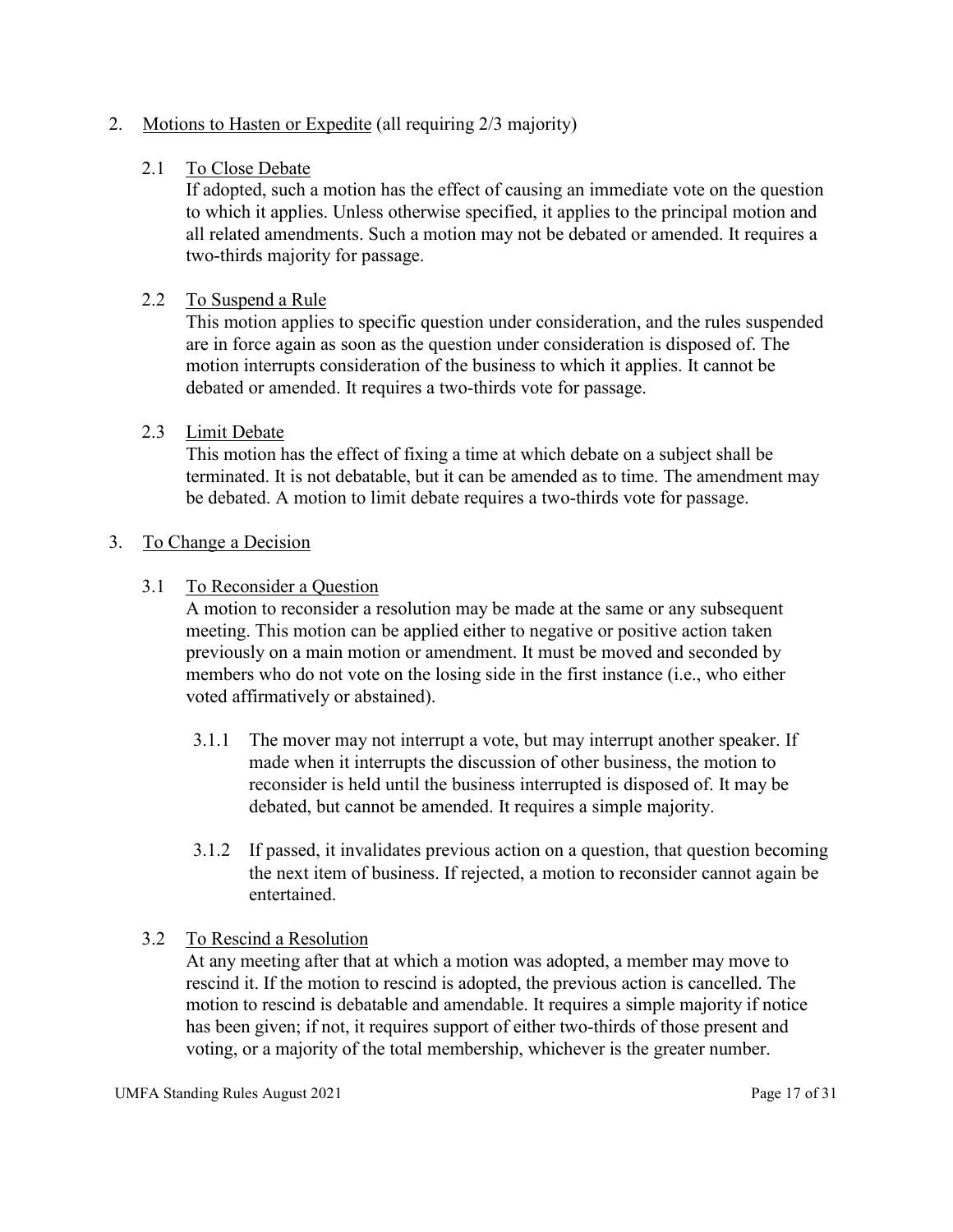2. <u>Motions to Hasten or Expedite</u> (all requiring 2/3 majority)

   2.1 <u>To Close Debate</u>
   If adopted, such a motion has the effect of causing an immediate vote on the question to which it applies. Unless otherwise specified, it applies to the principal motion and all related amendments. Such a motion may not be debated or amended. It requires a two-thirds majority for passage.

   2.2 <u>To Suspend a Rule</u>
   This motion applies to specific question under consideration, and the rules suspended are in force again as soon as the question under consideration is disposed of. The motion interrupts consideration of the business to which it applies. It cannot be debated or amended. It requires a two-thirds vote for passage.

   2.3 <u>Limit Debate</u>
   This motion has the effect of fixing a time at which debate on a subject shall be terminated. It is not debatable, but it can be amended as to time. The amendment may be debated. A motion to limit debate requires a two-thirds vote for passage.

3. <u>To Change a Decision</u>

   3.1 <u>To Reconsider a Question</u>
   A motion to reconsider a resolution may be made at the same or any subsequent meeting. This motion can be applied either to negative or positive action taken previously on a main motion or amendment. It must be moved and seconded by members who do not vote on the losing side in the first instance (i.e., who either voted affirmatively or abstained).

   3.1.1 The mover may not interrupt a vote, but may interrupt another speaker. If made when it interrupts the discussion of other business, the motion to reconsider is held until the business interrupted is disposed of. It may be debated, but cannot be amended. It requires a simple majority.

   3.1.2 If passed, it invalidates previous action on a question, that question becoming the next item of business. If rejected, a motion to reconsider cannot again be entertained.

   3.2 <u>To Rescind a Resolution</u>
   At any meeting after that at which a motion was adopted, a member may move to rescind it. If the motion to rescind is adopted, the previous action is cancelled. The motion to rescind is debatable and amendable. It requires a simple majority if notice has been given; if not, it requires support of either two-thirds of those present and voting, or a majority of the total membership, whichever is the greater number.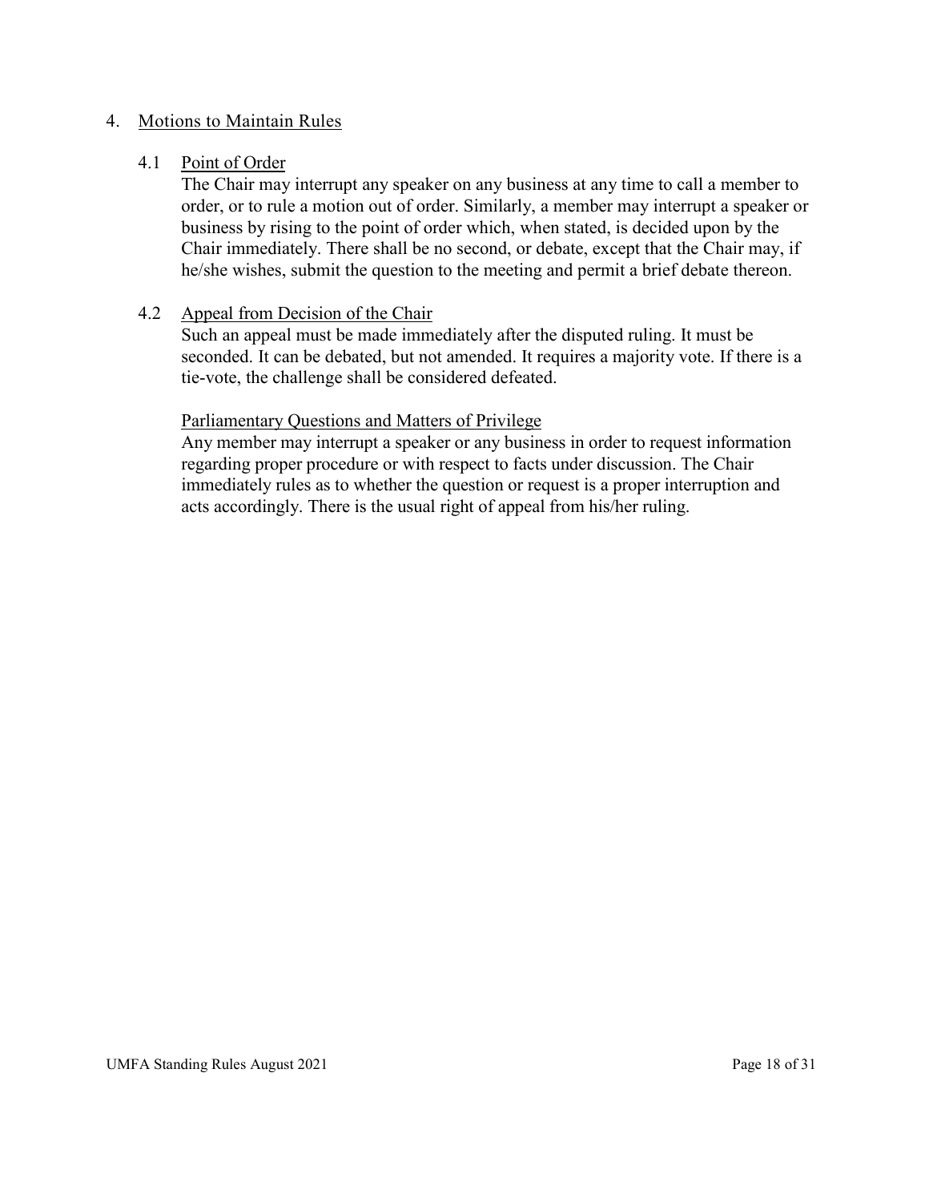## 4. Motions to Maintain Rules

### 4.1 Point of Order

The Chair may interrupt any speaker on any business at any time to call a member to order, or to rule a motion out of order. Similarly, a member may interrupt a speaker or business by rising to the point of order which, when stated, is decided upon by the Chair immediately. There shall be no second, or debate, except that the Chair may, if he/she wishes, submit the question to the meeting and permit a brief debate thereon.

### 4.2 Appeal from Decision of the Chair

Such an appeal must be made immediately after the disputed ruling. It must be seconded. It can be debated, but not amended. It requires a majority vote. If there is a tie-vote, the challenge shall be considered defeated.

### Parliamentary Questions and Matters of Privilege

Any member may interrupt a speaker or any business in order to request information regarding proper procedure or with respect to facts under discussion. The Chair immediately rules as to whether the question or request is a proper interruption and acts accordingly. There is the usual right of appeal from his/her ruling.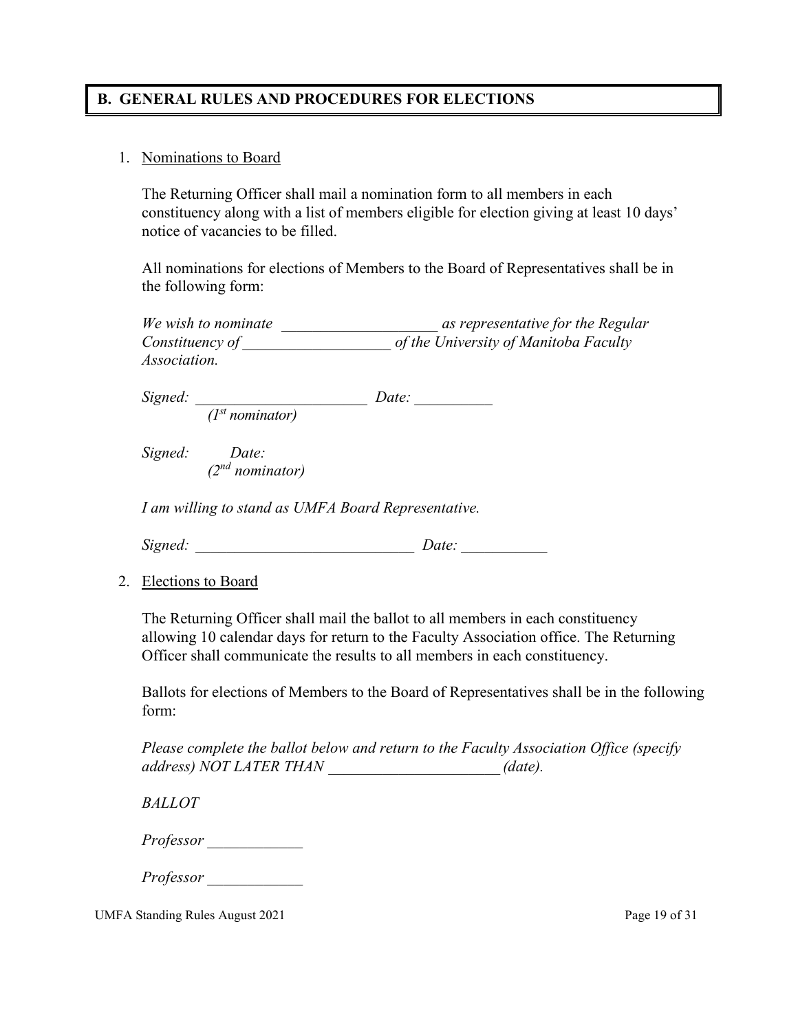## B. GENERAL RULES AND PROCEDURES FOR ELECTIONS

1. Nominations to Board

   The Returning Officer shall mail a nomination form to all members in each constituency along with a list of members eligible for election giving at least 10 days' notice of vacancies to be filled.

   All nominations for elections of Members to the Board of Representatives shall be in the following form:

   *We wish to nominate \_\_\_\_\_\_\_\_\_\_\_\_\_\_\_\_\_\_\_\_ as representative for the Regular Constituency of \_\_\_\_\_\_\_\_\_\_\_\_\_\_\_\_\_\_\_ of the University of Manitoba Faculty Association.*

   *Signed: \_\_\_\_\_\_\_\_\_\_\_\_\_\_\_\_\_\_\_\_\_\_ Date: \_\_\_\_\_\_\_\_\_\_*
   *(1st nominator)*

   *Signed: Date:*
   *(2nd nominator)*

   *I am willing to stand as UMFA Board Representative.*

   *Signed: \_\_\_\_\_\_\_\_\_\_\_\_\_\_\_\_\_\_\_\_\_\_\_\_\_\_\_\_\_ Date: \_\_\_\_\_\_\_\_\_\_\_*

2. Elections to Board

   The Returning Officer shall mail the ballot to all members in each constituency allowing 10 calendar days for return to the Faculty Association office. The Returning Officer shall communicate the results to all members in each constituency.

   Ballots for elections of Members to the Board of Representatives shall be in the following form:

   *Please complete the ballot below and return to the Faculty Association Office (specify address) NOT LATER THAN \_\_\_\_\_\_\_\_\_\_\_\_\_\_\_\_\_\_\_\_\_\_ (date).*

   *BALLOT*

   *Professor \_\_\_\_\_\_\_\_\_\_\_\_*

   *Professor \_\_\_\_\_\_\_\_\_\_\_\_*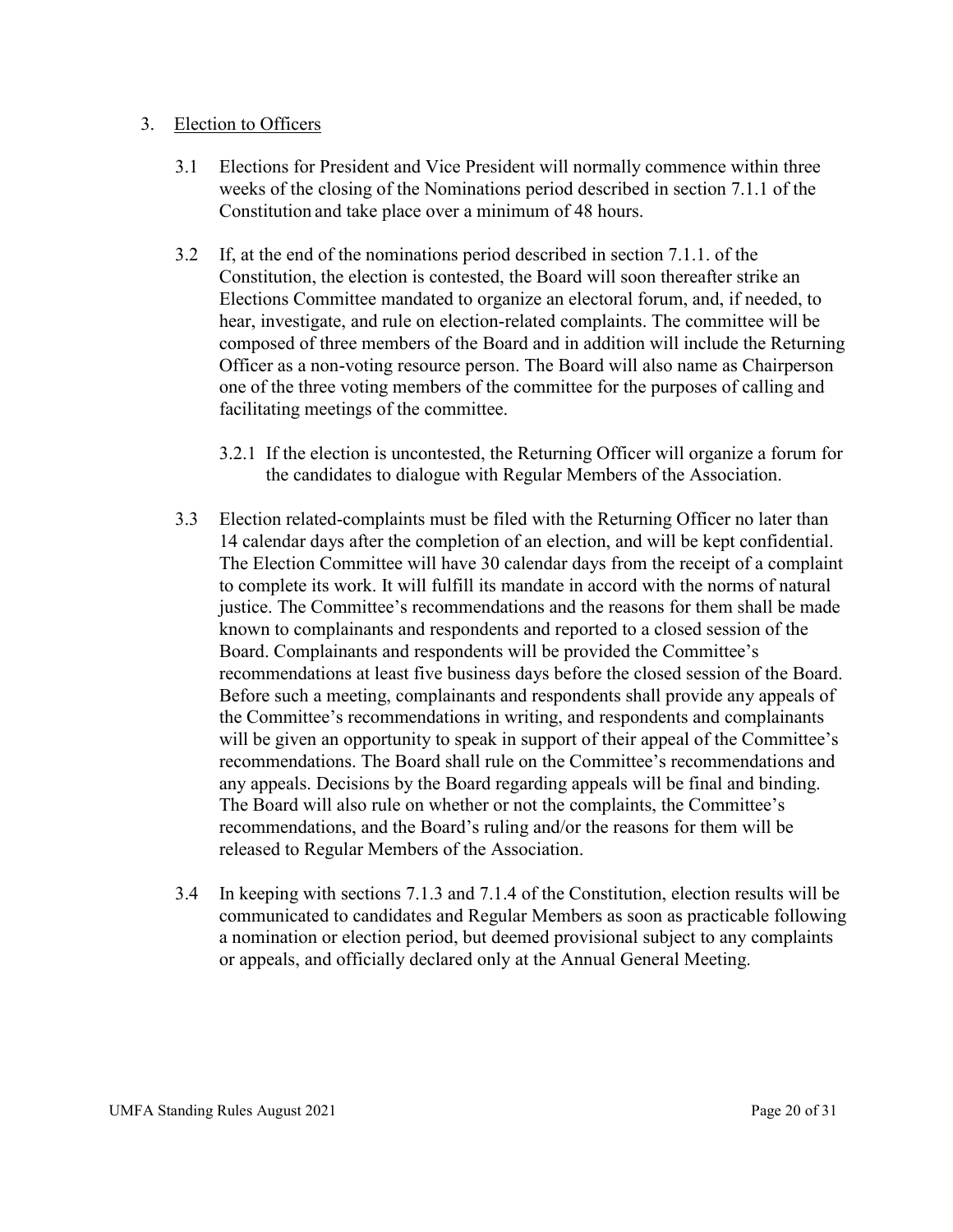3. <u>Election to Officers</u>

    3.1 Elections for President and Vice President will normally commence within three weeks of the closing of the Nominations period described in section 7.1.1 of the Constitution and take place over a minimum of 48 hours.

    3.2 If, at the end of the nominations period described in section 7.1.1. of the Constitution, the election is contested, the Board will soon thereafter strike an Elections Committee mandated to organize an electoral forum, and, if needed, to hear, investigate, and rule on election-related complaints. The committee will be composed of three members of the Board and in addition will include the Returning Officer as a non-voting resource person. The Board will also name as Chairperson one of the three voting members of the committee for the purposes of calling and facilitating meetings of the committee.

        3.2.1 If the election is uncontested, the Returning Officer will organize a forum for the candidates to dialogue with Regular Members of the Association.

    3.3 Election related-complaints must be filed with the Returning Officer no later than 14 calendar days after the completion of an election, and will be kept confidential. The Election Committee will have 30 calendar days from the receipt of a complaint to complete its work. It will fulfill its mandate in accord with the norms of natural justice. The Committee's recommendations and the reasons for them shall be made known to complainants and respondents and reported to a closed session of the Board. Complainants and respondents will be provided the Committee's recommendations at least five business days before the closed session of the Board. Before such a meeting, complainants and respondents shall provide any appeals of the Committee's recommendations in writing, and respondents and complainants will be given an opportunity to speak in support of their appeal of the Committee's recommendations. The Board shall rule on the Committee's recommendations and any appeals. Decisions by the Board regarding appeals will be final and binding. The Board will also rule on whether or not the complaints, the Committee's recommendations, and the Board's ruling and/or the reasons for them will be released to Regular Members of the Association.

    3.4 In keeping with sections 7.1.3 and 7.1.4 of the Constitution, election results will be communicated to candidates and Regular Members as soon as practicable following a nomination or election period, but deemed provisional subject to any complaints or appeals, and officially declared only at the Annual General Meeting.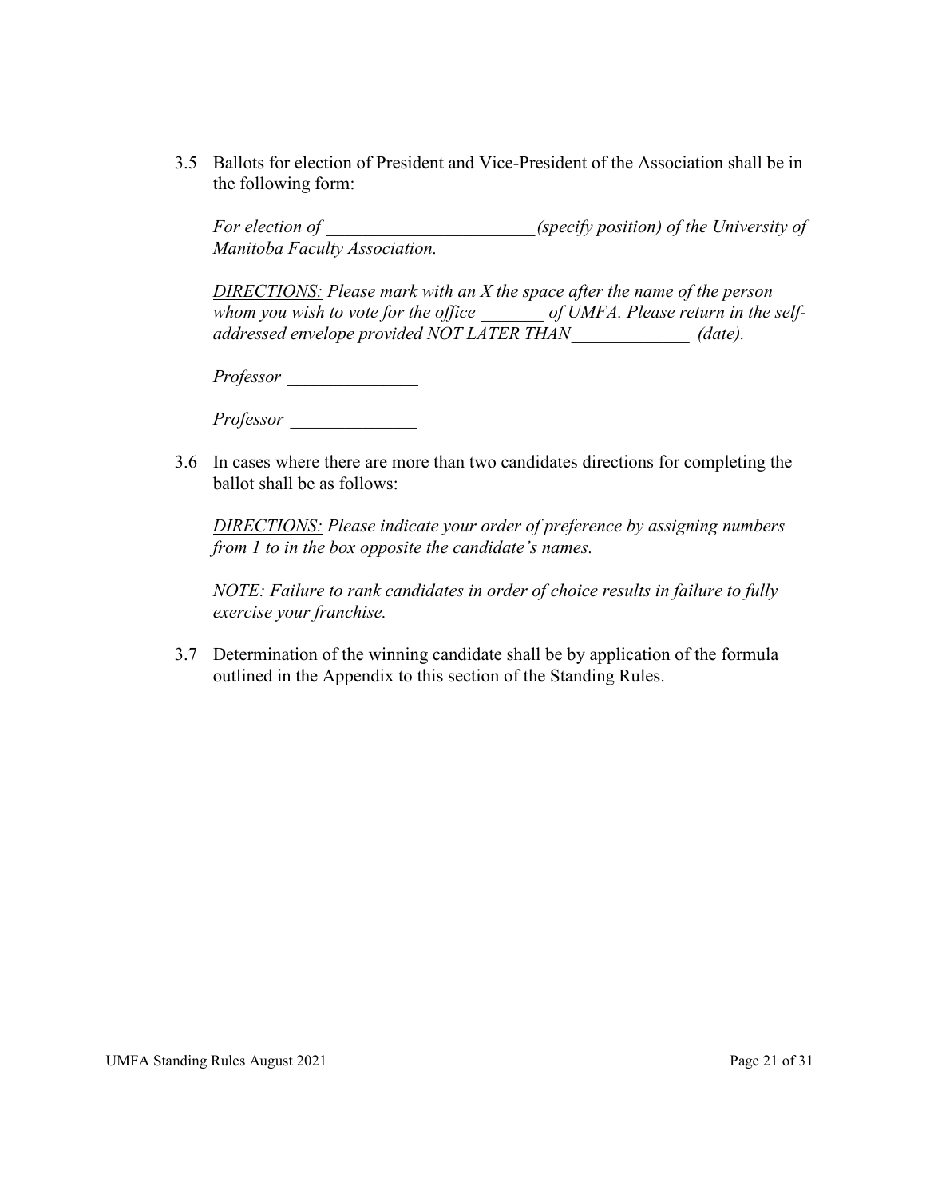3.5 Ballots for election of President and Vice-President of the Association shall be in the following form:

*For election of \_\_\_\_\_\_\_\_\_\_\_\_\_\_\_\_\_\_\_\_\_\_\_\_(specify position) of the University of Manitoba Faculty Association.*

*DIRECTIONS: Please mark with an X the space after the name of the person whom you wish to vote for the office \_\_\_\_\_\_\_ of UMFA. Please return in the self-addressed envelope provided NOT LATER THAN\_\_\_\_\_\_\_\_\_\_\_\_\_ (date).*

*Professor* \_\_\_\_\_\_\_\_\_\_\_\_\_\_

*Professor* \_\_\_\_\_\_\_\_\_\_\_\_\_\_

3.6 In cases where there are more than two candidates directions for completing the ballot shall be as follows:

*DIRECTIONS: Please indicate your order of preference by assigning numbers from 1 to in the box opposite the candidate's names.*

*NOTE: Failure to rank candidates in order of choice results in failure to fully exercise your franchise.*

3.7 Determination of the winning candidate shall be by application of the formula outlined in the Appendix to this section of the Standing Rules.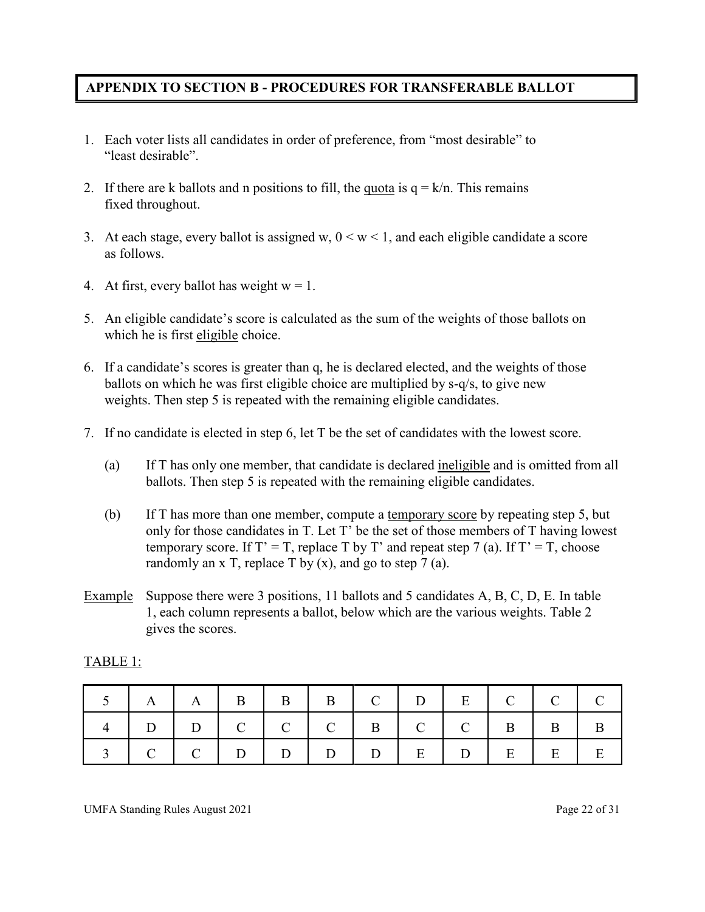## APPENDIX TO SECTION B - PROCEDURES FOR TRANSFERABLE BALLOT

1. Each voter lists all candidates in order of preference, from "most desirable" to "least desirable".

2. If there are k ballots and n positions to fill, the <u>quota</u> is $q = k/n$. This remains fixed throughout.

3. At each stage, every ballot is assigned w, $0 < w < 1$, and each eligible candidate a score as follows.

4. At first, every ballot has weight $w = 1$.

5. An eligible candidate's score is calculated as the sum of the weights of those ballots on which he is first <u>eligible</u> choice.

6. If a candidate's scores is greater than q, he is declared elected, and the weights of those ballots on which he was first eligible choice are multiplied by s-q/s, to give new weights. Then step 5 is repeated with the remaining eligible candidates.

7. If no candidate is elected in step 6, let T be the set of candidates with the lowest score.

   (a) If T has only one member, that candidate is declared <u>ineligible</u> and is omitted from all ballots. Then step 5 is repeated with the remaining eligible candidates.

   (b) If T has more than one member, compute a <u>temporary score</u> by repeating step 5, but only for those candidates in T. Let T' be the set of those members of T having lowest temporary score. If T' = T, replace T by T' and repeat step 7 (a). If T' = T, choose randomly an x T, replace T by (x), and go to step 7 (a).

<u>Example</u> Suppose there were 3 positions, 11 ballots and 5 candidates A, B, C, D, E. In table 1, each column represents a ballot, below which are the various weights. Table 2 gives the scores.

<u>TABLE 1:</u>

| 5 | A | A | B | B | B | C | D | E | C | C | C |
|---|---|---|---|---|---|---|---|---|---|---|---|
| 4 | D | D | C | C | C | B | C | C | B | B | B |
| 3 | C | C | D | D | D | D | E | D | E | E | E |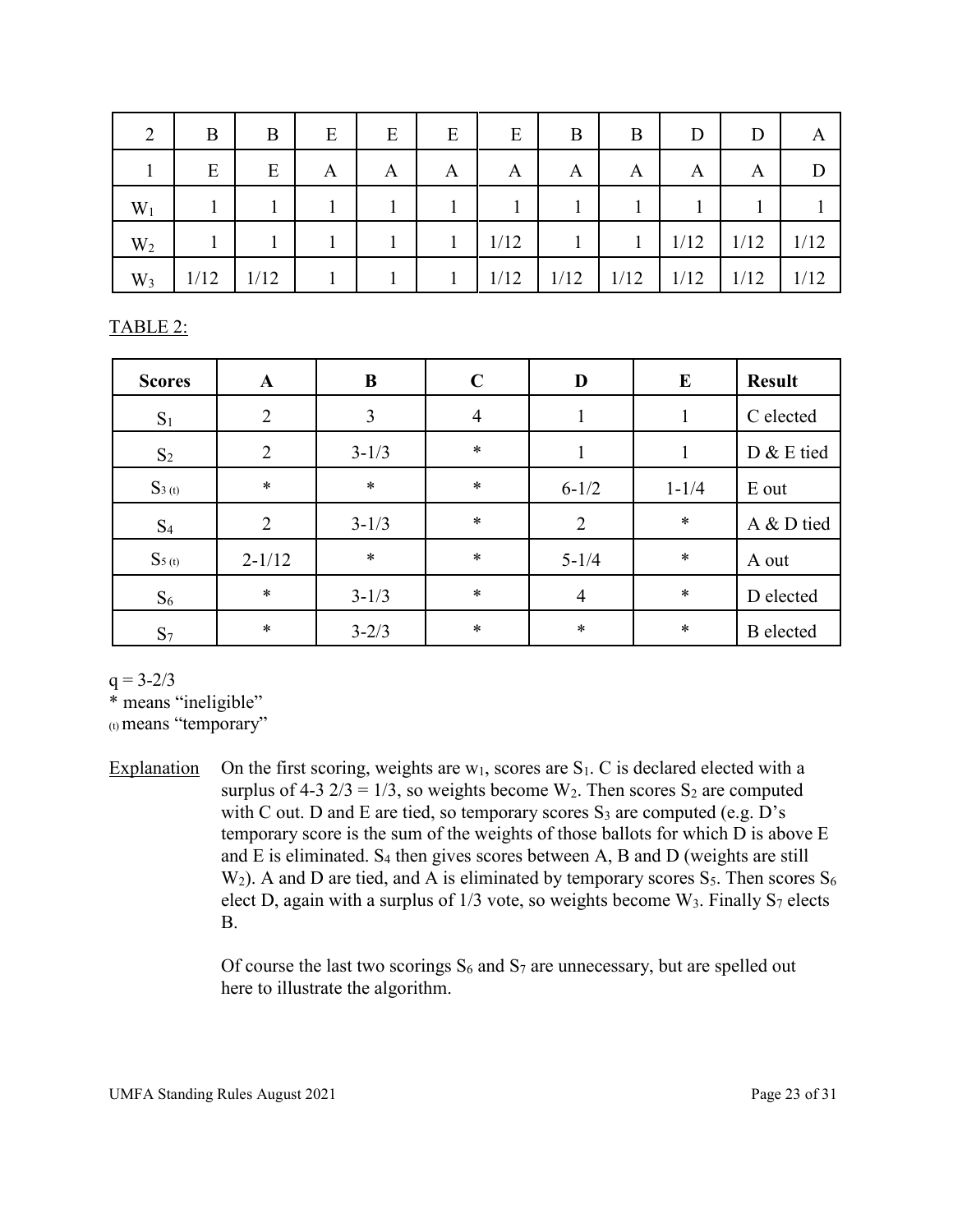| 2 | B | B | E | E | E | E | B | B | D | D | A |
|---|---|---|---|---|---|---|---|---|---|---|---|
| 1 | E | E | A | A | A | A | A | A | A | A | D |
| $W_1$ | 1 | 1 | 1 | 1 | 1 | 1 | 1 | 1 | 1 | 1 | 1 |
| $W_2$ | 1 | 1 | 1 | 1 | 1 | 1/12 | 1 | 1 | 1/12 | 1/12 | 1/12 |
| $W_3$ | 1/12 | 1/12 | 1 | 1 | 1 | 1/12 | 1/12 | 1/12 | 1/12 | 1/12 | 1/12 |

TABLE 2:

| Scores | A | B | C | D | E | Result |
|---|---|---|---|---|---|---|
| $S_1$ | 2 | 3 | 4 | 1 | 1 | C elected |
| $S_2$ | 2 | 3-1/3 | * | 1 | 1 | D & E tied |
| $S_{3\,(t)}$ | * | * | * | 6-1/2 | 1-1/4 | E out |
| $S_4$ | 2 | 3-1/3 | * | 2 | * | A & D tied |
| $S_{5\,(t)}$ | 2-1/12 | * | * | 5-1/4 | * | A out |
| $S_6$ | * | 3-1/3 | * | 4 | * | D elected |
| $S_7$ | * | 3-2/3 | * | * | * | B elected |

q = 3-2/3
* means "ineligible"
(t) means "temporary"

Explanation: On the first scoring, weights are $w_1$, scores are $S_1$. C is declared elected with a surplus of 4-3 2/3 = 1/3, so weights become $W_2$. Then scores $S_2$ are computed with C out. D and E are tied, so temporary scores $S_3$ are computed (e.g. D's temporary score is the sum of the weights of those ballots for which D is above E and E is eliminated. $S_4$ then gives scores between A, B and D (weights are still $W_2$). A and D are tied, and A is eliminated by temporary scores $S_5$. Then scores $S_6$ elect D, again with a surplus of 1/3 vote, so weights become $W_3$. Finally $S_7$ elects B.

Of course the last two scorings $S_6$ and $S_7$ are unnecessary, but are spelled out here to illustrate the algorithm.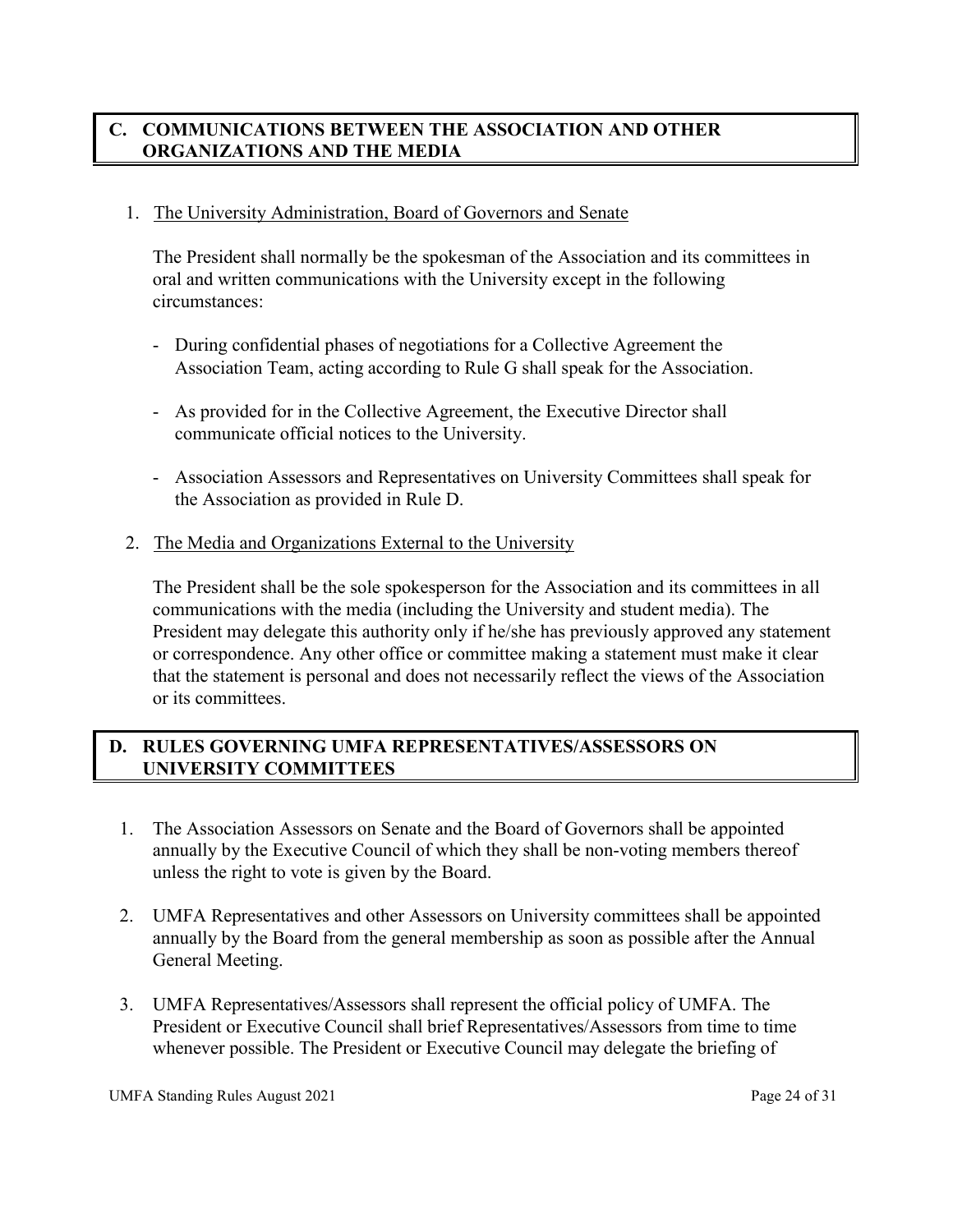## C. COMMUNICATIONS BETWEEN THE ASSOCIATION AND OTHER ORGANIZATIONS AND THE MEDIA

1. The University Administration, Board of Governors and Senate

   The President shall normally be the spokesman of the Association and its committees in oral and written communications with the University except in the following circumstances:

   - During confidential phases of negotiations for a Collective Agreement the Association Team, acting according to Rule G shall speak for the Association.
   - As provided for in the Collective Agreement, the Executive Director shall communicate official notices to the University.
   - Association Assessors and Representatives on University Committees shall speak for the Association as provided in Rule D.

2. The Media and Organizations External to the University

   The President shall be the sole spokesperson for the Association and its committees in all communications with the media (including the University and student media). The President may delegate this authority only if he/she has previously approved any statement or correspondence. Any other office or committee making a statement must make it clear that the statement is personal and does not necessarily reflect the views of the Association or its committees.

## D. RULES GOVERNING UMFA REPRESENTATIVES/ASSESSORS ON UNIVERSITY COMMITTEES

1. The Association Assessors on Senate and the Board of Governors shall be appointed annually by the Executive Council of which they shall be non-voting members thereof unless the right to vote is given by the Board.
2. UMFA Representatives and other Assessors on University committees shall be appointed annually by the Board from the general membership as soon as possible after the Annual General Meeting.
3. UMFA Representatives/Assessors shall represent the official policy of UMFA. The President or Executive Council shall brief Representatives/Assessors from time to time whenever possible. The President or Executive Council may delegate the briefing of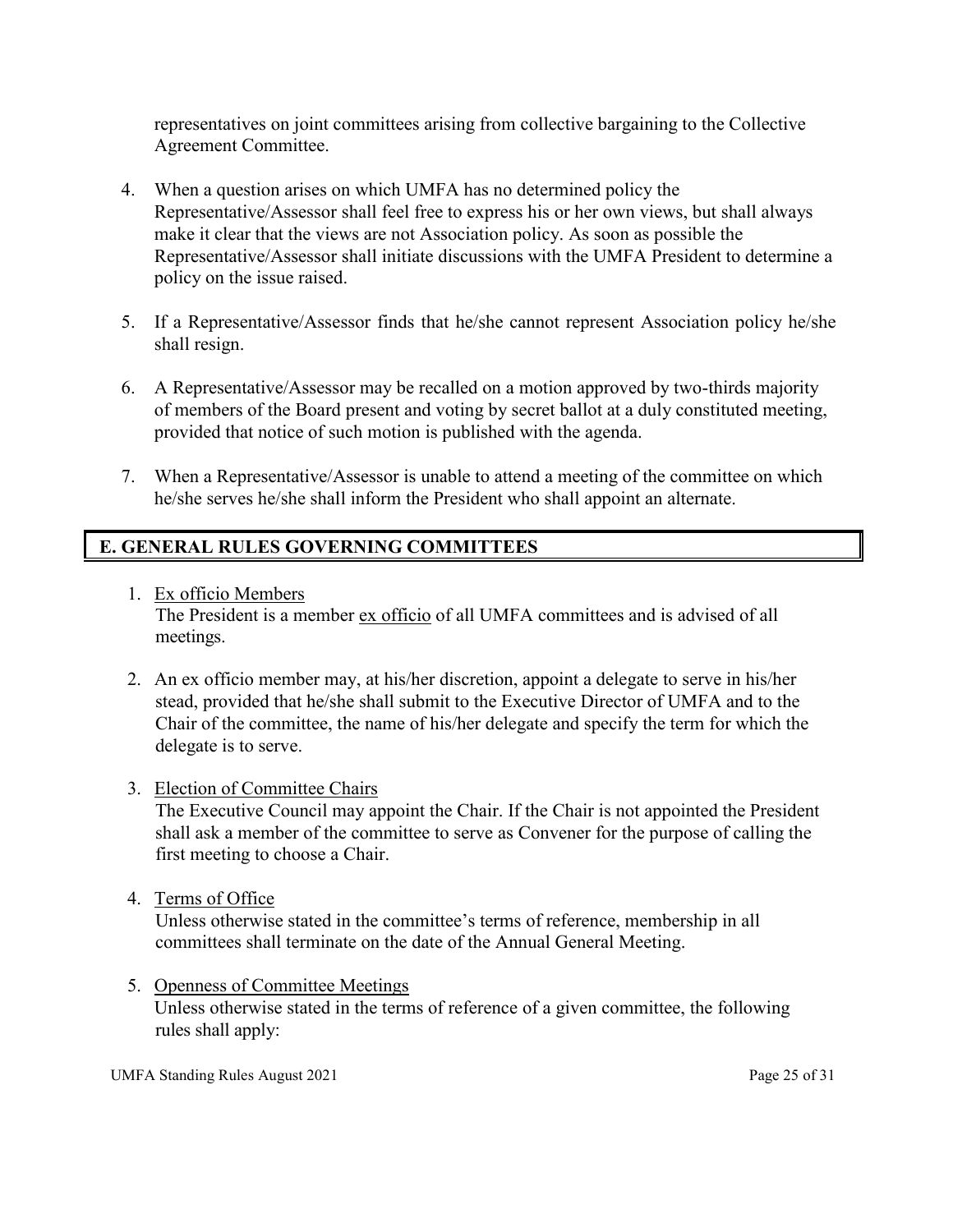representatives on joint committees arising from collective bargaining to the Collective Agreement Committee.

4. When a question arises on which UMFA has no determined policy the Representative/Assessor shall feel free to express his or her own views, but shall always make it clear that the views are not Association policy. As soon as possible the Representative/Assessor shall initiate discussions with the UMFA President to determine a policy on the issue raised.

5. If a Representative/Assessor finds that he/she cannot represent Association policy he/she shall resign.

6. A Representative/Assessor may be recalled on a motion approved by two-thirds majority of members of the Board present and voting by secret ballot at a duly constituted meeting, provided that notice of such motion is published with the agenda.

7. When a Representative/Assessor is unable to attend a meeting of the committee on which he/she serves he/she shall inform the President who shall appoint an alternate.

## E. GENERAL RULES GOVERNING COMMITTEES

1. Ex officio Members
   The President is a member ex officio of all UMFA committees and is advised of all meetings.

2. An ex officio member may, at his/her discretion, appoint a delegate to serve in his/her stead, provided that he/she shall submit to the Executive Director of UMFA and to the Chair of the committee, the name of his/her delegate and specify the term for which the delegate is to serve.

3. Election of Committee Chairs
   The Executive Council may appoint the Chair. If the Chair is not appointed the President shall ask a member of the committee to serve as Convener for the purpose of calling the first meeting to choose a Chair.

4. Terms of Office
   Unless otherwise stated in the committee's terms of reference, membership in all committees shall terminate on the date of the Annual General Meeting.

5. Openness of Committee Meetings
   Unless otherwise stated in the terms of reference of a given committee, the following rules shall apply: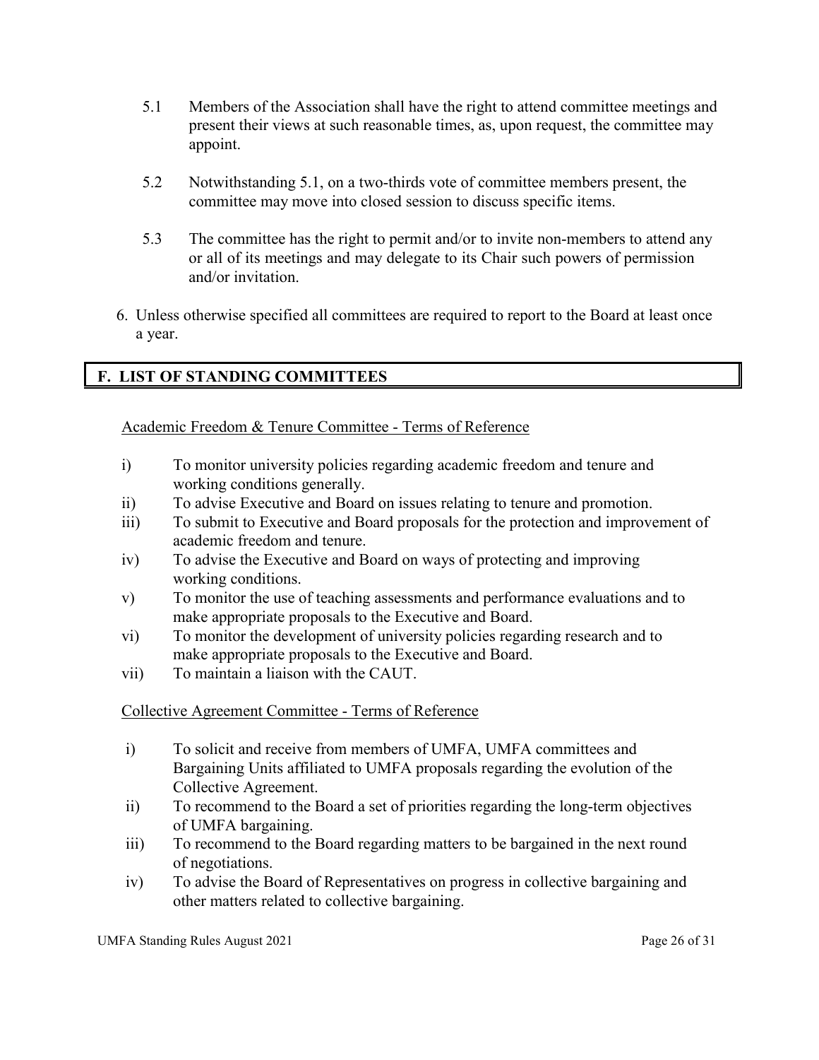5.1 Members of the Association shall have the right to attend committee meetings and present their views at such reasonable times, as, upon request, the committee may appoint.

5.2 Notwithstanding 5.1, on a two-thirds vote of committee members present, the committee may move into closed session to discuss specific items.

5.3 The committee has the right to permit and/or to invite non-members to attend any or all of its meetings and may delegate to its Chair such powers of permission and/or invitation.

6. Unless otherwise specified all committees are required to report to the Board at least once a year.

## F. LIST OF STANDING COMMITTEES

Academic Freedom & Tenure Committee - Terms of Reference

i) To monitor university policies regarding academic freedom and tenure and working conditions generally.
ii) To advise Executive and Board on issues relating to tenure and promotion.
iii) To submit to Executive and Board proposals for the protection and improvement of academic freedom and tenure.
iv) To advise the Executive and Board on ways of protecting and improving working conditions.
v) To monitor the use of teaching assessments and performance evaluations and to make appropriate proposals to the Executive and Board.
vi) To monitor the development of university policies regarding research and to make appropriate proposals to the Executive and Board.
vii) To maintain a liaison with the CAUT.

Collective Agreement Committee - Terms of Reference

i) To solicit and receive from members of UMFA, UMFA committees and Bargaining Units affiliated to UMFA proposals regarding the evolution of the Collective Agreement.
ii) To recommend to the Board a set of priorities regarding the long-term objectives of UMFA bargaining.
iii) To recommend to the Board regarding matters to be bargained in the next round of negotiations.
iv) To advise the Board of Representatives on progress in collective bargaining and other matters related to collective bargaining.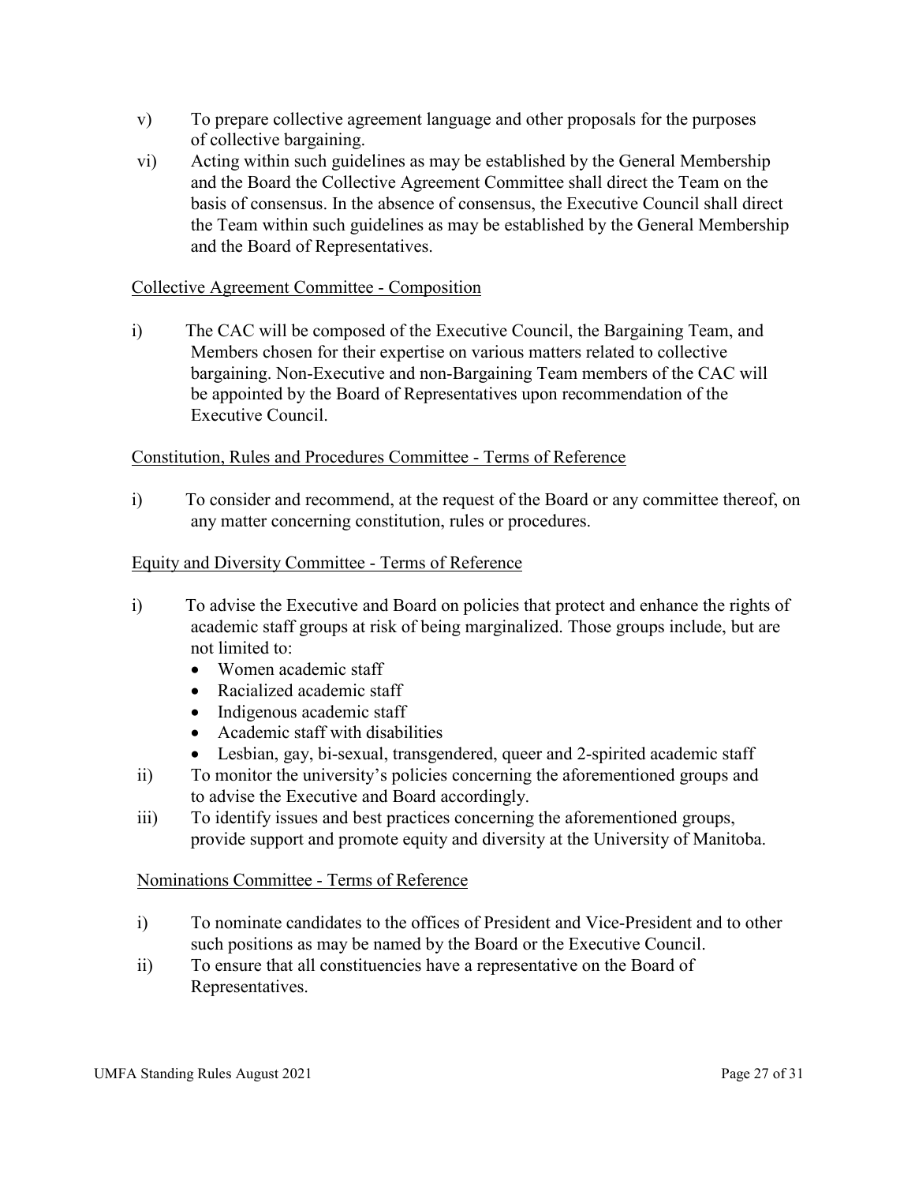v) To prepare collective agreement language and other proposals for the purposes of collective bargaining.

vi) Acting within such guidelines as may be established by the General Membership and the Board the Collective Agreement Committee shall direct the Team on the basis of consensus. In the absence of consensus, the Executive Council shall direct the Team within such guidelines as may be established by the General Membership and the Board of Representatives.

<u>Collective Agreement Committee - Composition</u>

i) The CAC will be composed of the Executive Council, the Bargaining Team, and Members chosen for their expertise on various matters related to collective bargaining. Non-Executive and non-Bargaining Team members of the CAC will be appointed by the Board of Representatives upon recommendation of the Executive Council.

<u>Constitution, Rules and Procedures Committee - Terms of Reference</u>

i) To consider and recommend, at the request of the Board or any committee thereof, on any matter concerning constitution, rules or procedures.

<u>Equity and Diversity Committee - Terms of Reference</u>

i) To advise the Executive and Board on policies that protect and enhance the rights of academic staff groups at risk of being marginalized. Those groups include, but are not limited to:
   - Women academic staff
   - Racialized academic staff
   - Indigenous academic staff
   - Academic staff with disabilities
   - Lesbian, gay, bi-sexual, transgendered, queer and 2-spirited academic staff

ii) To monitor the university's policies concerning the aforementioned groups and to advise the Executive and Board accordingly.

iii) To identify issues and best practices concerning the aforementioned groups, provide support and promote equity and diversity at the University of Manitoba.

<u>Nominations Committee - Terms of Reference</u>

i) To nominate candidates to the offices of President and Vice-President and to other such positions as may be named by the Board or the Executive Council.

ii) To ensure that all constituencies have a representative on the Board of Representatives.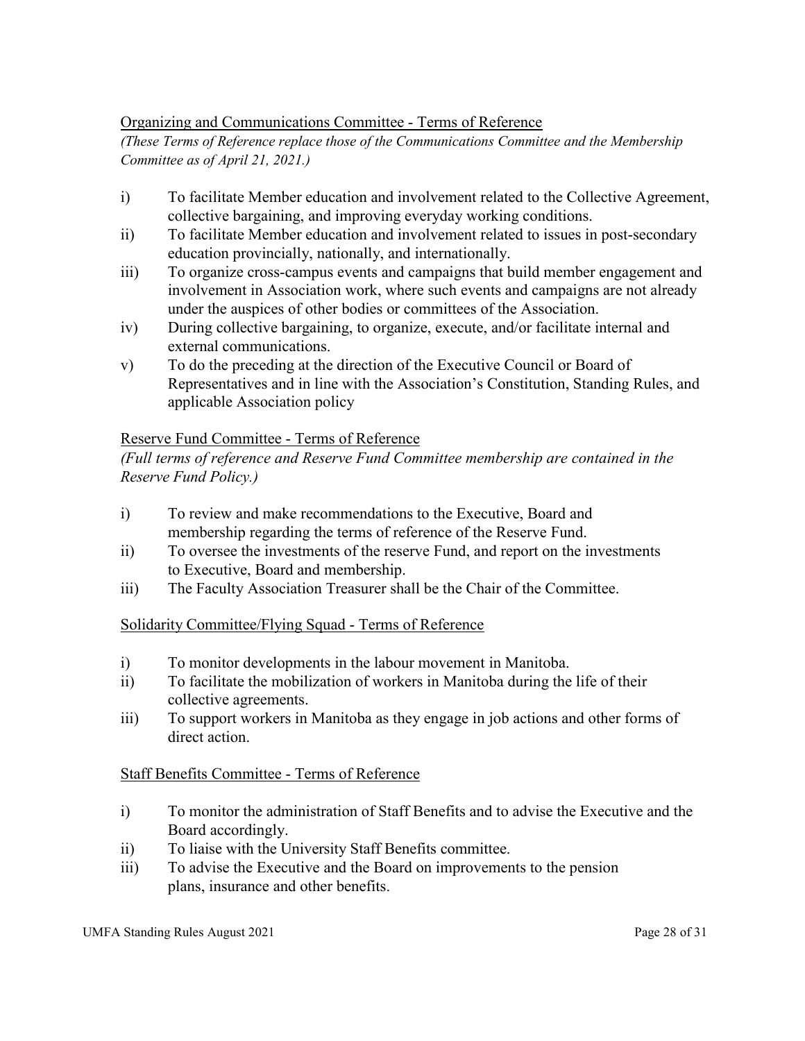Organizing and Communications Committee - Terms of Reference

*(These Terms of Reference replace those of the Communications Committee and the Membership Committee as of April 21, 2021.)*

i) To facilitate Member education and involvement related to the Collective Agreement, collective bargaining, and improving everyday working conditions.

ii) To facilitate Member education and involvement related to issues in post-secondary education provincially, nationally, and internationally.

iii) To organize cross-campus events and campaigns that build member engagement and involvement in Association work, where such events and campaigns are not already under the auspices of other bodies or committees of the Association.

iv) During collective bargaining, to organize, execute, and/or facilitate internal and external communications.

v) To do the preceding at the direction of the Executive Council or Board of Representatives and in line with the Association's Constitution, Standing Rules, and applicable Association policy

Reserve Fund Committee - Terms of Reference

*(Full terms of reference and Reserve Fund Committee membership are contained in the Reserve Fund Policy.)*

i) To review and make recommendations to the Executive, Board and membership regarding the terms of reference of the Reserve Fund.

ii) To oversee the investments of the reserve Fund, and report on the investments to Executive, Board and membership.

iii) The Faculty Association Treasurer shall be the Chair of the Committee.

Solidarity Committee/Flying Squad - Terms of Reference

i) To monitor developments in the labour movement in Manitoba.

ii) To facilitate the mobilization of workers in Manitoba during the life of their collective agreements.

iii) To support workers in Manitoba as they engage in job actions and other forms of direct action.

Staff Benefits Committee - Terms of Reference

i) To monitor the administration of Staff Benefits and to advise the Executive and the Board accordingly.

ii) To liaise with the University Staff Benefits committee.

iii) To advise the Executive and the Board on improvements to the pension plans, insurance and other benefits.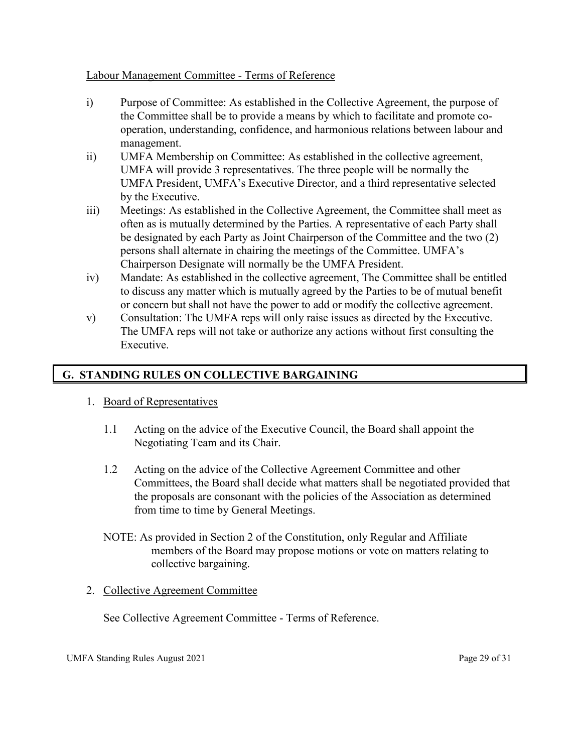Labour Management Committee - Terms of Reference

i) Purpose of Committee: As established in the Collective Agreement, the purpose of the Committee shall be to provide a means by which to facilitate and promote co-operation, understanding, confidence, and harmonious relations between labour and management.

ii) UMFA Membership on Committee: As established in the collective agreement, UMFA will provide 3 representatives. The three people will be normally the UMFA President, UMFA's Executive Director, and a third representative selected by the Executive.

iii) Meetings: As established in the Collective Agreement, the Committee shall meet as often as is mutually determined by the Parties. A representative of each Party shall be designated by each Party as Joint Chairperson of the Committee and the two (2) persons shall alternate in chairing the meetings of the Committee. UMFA's Chairperson Designate will normally be the UMFA President.

iv) Mandate: As established in the collective agreement, The Committee shall be entitled to discuss any matter which is mutually agreed by the Parties to be of mutual benefit or concern but shall not have the power to add or modify the collective agreement.

v) Consultation: The UMFA reps will only raise issues as directed by the Executive. The UMFA reps will not take or authorize any actions without first consulting the Executive.

## G. STANDING RULES ON COLLECTIVE BARGAINING

1. Board of Representatives

   1.1 Acting on the advice of the Executive Council, the Board shall appoint the Negotiating Team and its Chair.

   1.2 Acting on the advice of the Collective Agreement Committee and other Committees, the Board shall decide what matters shall be negotiated provided that the proposals are consonant with the policies of the Association as determined from time to time by General Meetings.

   NOTE: As provided in Section 2 of the Constitution, only Regular and Affiliate members of the Board may propose motions or vote on matters relating to collective bargaining.

2. Collective Agreement Committee

   See Collective Agreement Committee - Terms of Reference.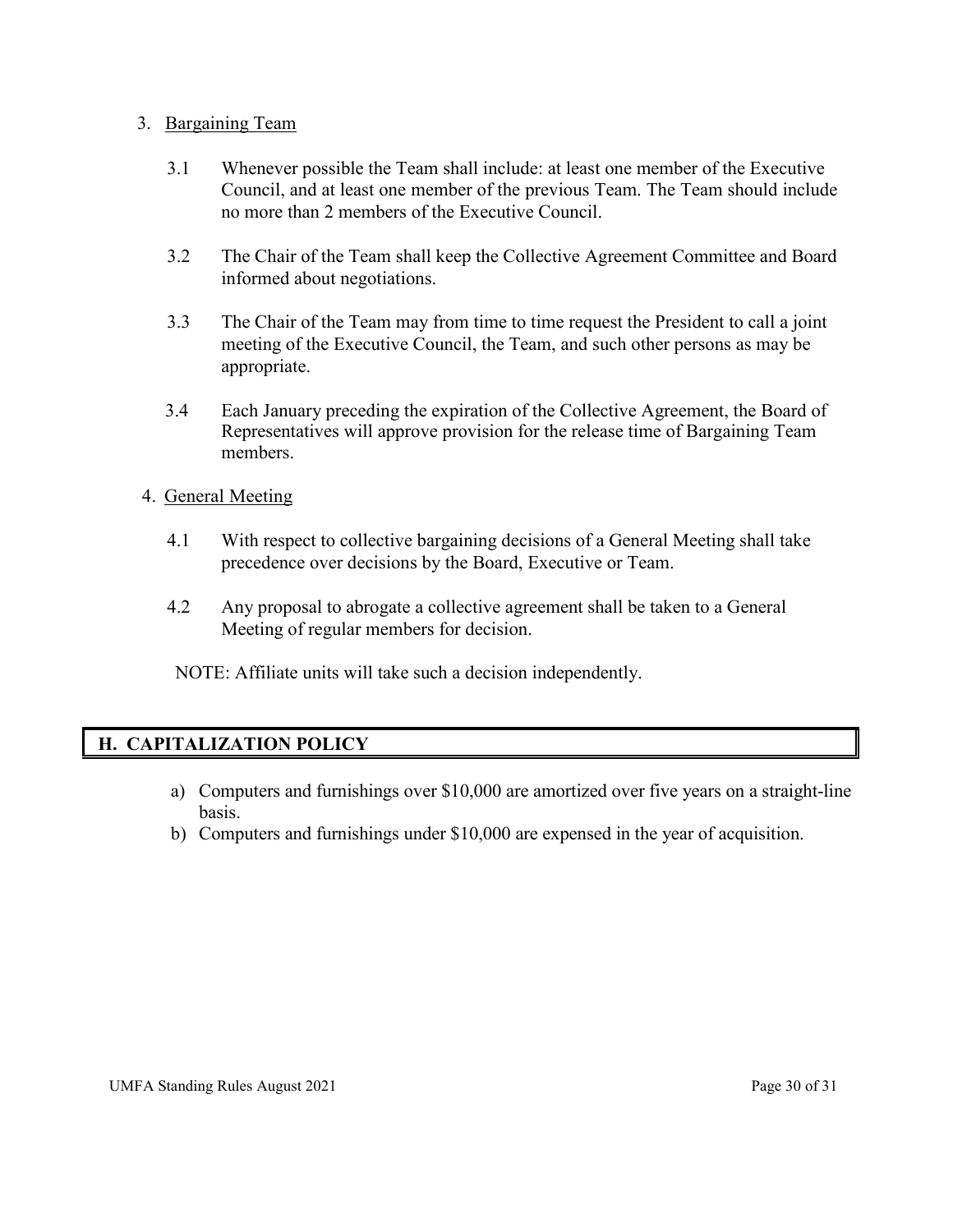3. Bargaining Team

   3.1 Whenever possible the Team shall include: at least one member of the Executive Council, and at least one member of the previous Team. The Team should include no more than 2 members of the Executive Council.

   3.2 The Chair of the Team shall keep the Collective Agreement Committee and Board informed about negotiations.

   3.3 The Chair of the Team may from time to time request the President to call a joint meeting of the Executive Council, the Team, and such other persons as may be appropriate.

   3.4 Each January preceding the expiration of the Collective Agreement, the Board of Representatives will approve provision for the release time of Bargaining Team members.

4. General Meeting

   4.1 With respect to collective bargaining decisions of a General Meeting shall take precedence over decisions by the Board, Executive or Team.

   4.2 Any proposal to abrogate a collective agreement shall be taken to a General Meeting of regular members for decision.

   NOTE: Affiliate units will take such a decision independently.

## H. CAPITALIZATION POLICY

a) Computers and furnishings over $10,000 are amortized over five years on a straight-line basis.
b) Computers and furnishings under $10,000 are expensed in the year of acquisition.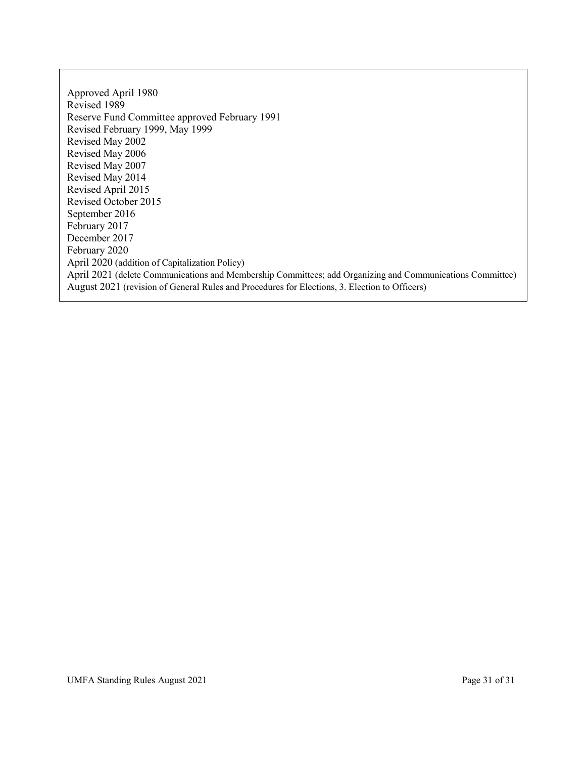Approved April 1980
Revised 1989
Reserve Fund Committee approved February 1991
Revised February 1999, May 1999
Revised May 2002
Revised May 2006
Revised May 2007
Revised May 2014
Revised April 2015
Revised October 2015
September 2016
February 2017
December 2017
February 2020
April 2020 (addition of Capitalization Policy)
April 2021 (delete Communications and Membership Committees; add Organizing and Communications Committee)
August 2021 (revision of General Rules and Procedures for Elections, 3. Election to Officers)